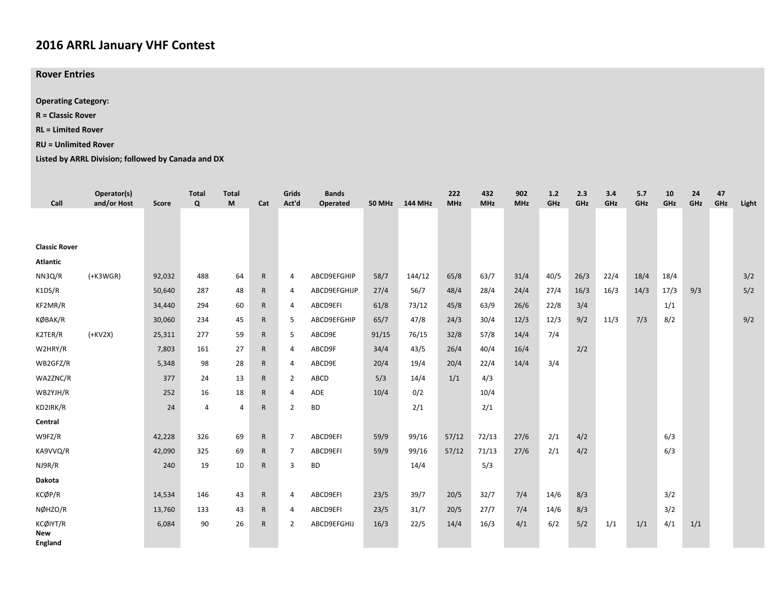# 2016 ARRL January VHF Contest

## Rover Entries

**Operating Category:**

**R = Classic Rover**

**RL = Limited Rover**

**RU = Unlimited Rover**

**Listed by ARRL Division; followed by Canada and DX**

| Call | Operator(s) and/or Host | Score | Total Q | Total M | Cat | Grids Act'd | Bands Operated | 50 MHz | 144 MHz | 222 MHz | 432 MHz | 902 MHz | 1.2 GHz | 2.3 GHz | 3.4 GHz | 5.7 GHz | 10 GHz | 24 GHz | 47 GHz | Light |
|---|---|---|---|---|---|---|---|---|---|---|---|---|---|---|---|---|---|---|---|---|
| **Classic Rover** | | | | | | | | | | | | | | | | | | | | |
| **Atlantic** | | | | | | | | | | | | | | | | | | | | |
| NN3Q/R | (+K3WGR) | 92,032 | 488 | 64 | R | 4 | ABCD9EFGHIP | 58/7 | 144/12 | 65/8 | 63/7 | 31/4 | 40/5 | 26/3 | 22/4 | 18/4 | 18/4 | | | 3/2 |
| K1DS/R | | 50,640 | 287 | 48 | R | 4 | ABCD9EFGHIJP | 27/4 | 56/7 | 48/4 | 28/4 | 24/4 | 27/4 | 16/3 | 16/3 | 14/3 | 17/3 | 9/3 | | 5/2 |
| KF2MR/R | | 34,440 | 294 | 60 | R | 4 | ABCD9EFI | 61/8 | 73/12 | 45/8 | 63/9 | 26/6 | 22/8 | 3/4 | | | 1/1 | | | |
| KØBAK/R | | 30,060 | 234 | 45 | R | 5 | ABCD9EFGHIP | 65/7 | 47/8 | 24/3 | 30/4 | 12/3 | 12/3 | 9/2 | 11/3 | 7/3 | 8/2 | | | 9/2 |
| K2TER/R | (+KV2X) | 25,311 | 277 | 59 | R | 5 | ABCD9E | 91/15 | 76/15 | 32/8 | 57/8 | 14/4 | 7/4 | | | | | | | |
| W2HRY/R | | 7,803 | 161 | 27 | R | 4 | ABCD9F | 34/4 | 43/5 | 26/4 | 40/4 | 16/4 | | 2/2 | | | | | | |
| WB2GFZ/R | | 5,348 | 98 | 28 | R | 4 | ABCD9E | 20/4 | 19/4 | 20/4 | 22/4 | 14/4 | 3/4 | | | | | | | |
| WA2ZNC/R | | 377 | 24 | 13 | R | 2 | ABCD | 5/3 | 14/4 | 1/1 | 4/3 | | | | | | | | | |
| WB2YJH/R | | 252 | 16 | 18 | R | 4 | ADE | 10/4 | 0/2 | | 10/4 | | | | | | | | | |
| KD2IRK/R | | 24 | 4 | 4 | R | 2 | BD | | 2/1 | | 2/1 | | | | | | | | | |
| **Central** | | | | | | | | | | | | | | | | | | | | |
| W9FZ/R | | 42,228 | 326 | 69 | R | 7 | ABCD9EFI | 59/9 | 99/16 | 57/12 | 72/13 | 27/6 | 2/1 | 4/2 | | | 6/3 | | | |
| KA9VVQ/R | | 42,090 | 325 | 69 | R | 7 | ABCD9EFI | 59/9 | 99/16 | 57/12 | 71/13 | 27/6 | 2/1 | 4/2 | | | 6/3 | | | |
| NJ9R/R | | 240 | 19 | 10 | R | 3 | BD | | 14/4 | | 5/3 | | | | | | | | | |
| **Dakota** | | | | | | | | | | | | | | | | | | | | |
| KCØP/R | | 14,534 | 146 | 43 | R | 4 | ABCD9EFI | 23/5 | 39/7 | 20/5 | 32/7 | 7/4 | 14/6 | 8/3 | | | 3/2 | | | |
| NØHZO/R | | 13,760 | 133 | 43 | R | 4 | ABCD9EFI | 23/5 | 31/7 | 20/5 | 27/7 | 7/4 | 14/6 | 8/3 | | | 3/2 | | | |
| KCØIYT/R | | 6,084 | 90 | 26 | R | 2 | ABCD9EFGHIJ | 16/3 | 22/5 | 14/4 | 16/3 | 4/1 | 6/2 | 5/2 | 1/1 | 1/1 | 4/1 | 1/1 | | |
| **New England** | | | | | | | | | | | | | | | | | | | | |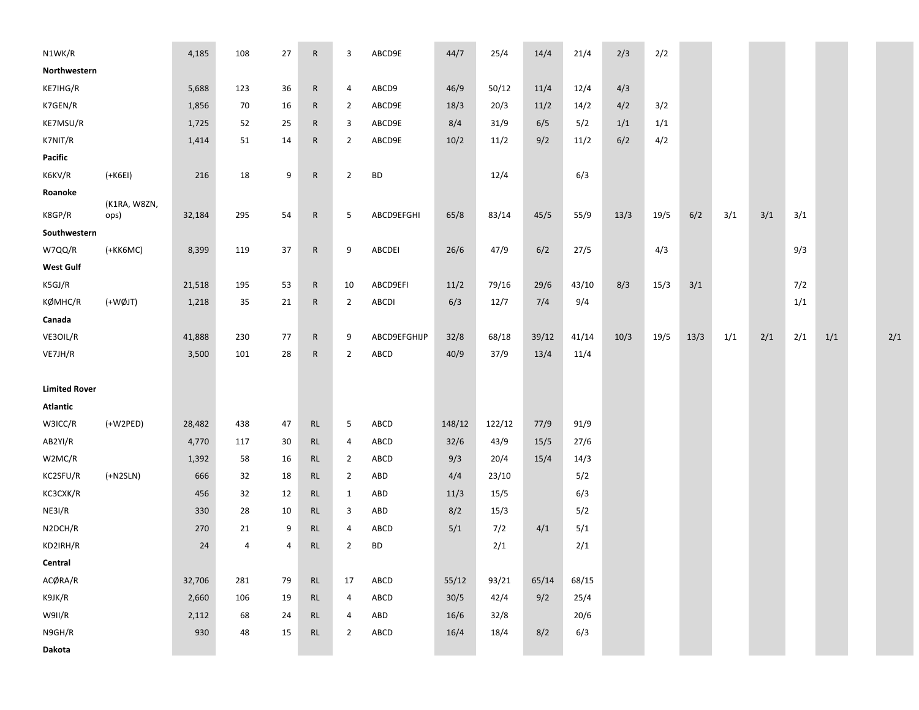| | | | | | | | | | | | | | | | | | | | | |
|---|---|---|---|---|---|---|---|---|---|---|---|---|---|---|---|---|---|---|---|---|
| N1WK/R | | 4,185 | 108 | 27 | R | 3 | ABCD9E | 44/7 | 25/4 | 14/4 | 21/4 | 2/3 | 2/2 | | | | | | | |
| **Northwestern** | | | | | | | | | | | | | | | | | | | | |
| KE7IHG/R | | 5,688 | 123 | 36 | R | 4 | ABCD9 | 46/9 | 50/12 | 11/4 | 12/4 | 4/3 | | | | | | | | |
| K7GEN/R | | 1,856 | 70 | 16 | R | 2 | ABCD9E | 18/3 | 20/3 | 11/2 | 14/2 | 4/2 | 3/2 | | | | | | | |
| KE7MSU/R | | 1,725 | 52 | 25 | R | 3 | ABCD9E | 8/4 | 31/9 | 6/5 | 5/2 | 1/1 | 1/1 | | | | | | | |
| K7NIT/R | | 1,414 | 51 | 14 | R | 2 | ABCD9E | 10/2 | 11/2 | 9/2 | 11/2 | 6/2 | 4/2 | | | | | | | |
| **Pacific** | | | | | | | | | | | | | | | | | | | | |
| K6KV/R | (+K6EI) | 216 | 18 | 9 | R | 2 | BD | | 12/4 | | 6/3 | | | | | | | | | |
| **Roanoke** | | | | | | | | | | | | | | | | | | | | |
| K8GP/R | (K1RA, W8ZN, ops) | 32,184 | 295 | 54 | R | 5 | ABCD9EFGHI | 65/8 | 83/14 | 45/5 | 55/9 | 13/3 | 19/5 | 6/2 | 3/1 | 3/1 | 3/1 | | | |
| **Southwestern** | | | | | | | | | | | | | | | | | | | | |
| W7QQ/R | (+KK6MC) | 8,399 | 119 | 37 | R | 9 | ABCDEI | 26/6 | 47/9 | 6/2 | 27/5 | | 4/3 | | | | 9/3 | | | |
| **West Gulf** | | | | | | | | | | | | | | | | | | | | |
| K5GJ/R | | 21,518 | 195 | 53 | R | 10 | ABCD9EFI | 11/2 | 79/16 | 29/6 | 43/10 | 8/3 | 15/3 | 3/1 | | | 7/2 | | | |
| KØMHC/R | (+WØJT) | 1,218 | 35 | 21 | R | 2 | ABCDI | 6/3 | 12/7 | 7/4 | 9/4 | | | | | | 1/1 | | | |
| **Canada** | | | | | | | | | | | | | | | | | | | | |
| VE3OIL/R | | 41,888 | 230 | 77 | R | 9 | ABCD9EFGHIJP | 32/8 | 68/18 | 39/12 | 41/14 | 10/3 | 19/5 | 13/3 | 1/1 | 2/1 | 2/1 | 1/1 | | 2/1 |
| VE7JH/R | | 3,500 | 101 | 28 | R | 2 | ABCD | 40/9 | 37/9 | 13/4 | 11/4 | | | | | | | | | |
| | | | | | | | | | | | | | | | | | | | | |
| **Limited Rover** | | | | | | | | | | | | | | | | | | | | |
| **Atlantic** | | | | | | | | | | | | | | | | | | | | |
| W3ICC/R | (+W2PED) | 28,482 | 438 | 47 | RL | 5 | ABCD | 148/12 | 122/12 | 77/9 | 91/9 | | | | | | | | | |
| AB2YI/R | | 4,770 | 117 | 30 | RL | 4 | ABCD | 32/6 | 43/9 | 15/5 | 27/6 | | | | | | | | | |
| W2MC/R | | 1,392 | 58 | 16 | RL | 2 | ABCD | 9/3 | 20/4 | 15/4 | 14/3 | | | | | | | | | |
| KC2SFU/R | (+N2SLN) | 666 | 32 | 18 | RL | 2 | ABD | 4/4 | 23/10 | | 5/2 | | | | | | | | | |
| KC3CXK/R | | 456 | 32 | 12 | RL | 1 | ABD | 11/3 | 15/5 | | 6/3 | | | | | | | | | |
| NE3I/R | | 330 | 28 | 10 | RL | 3 | ABD | 8/2 | 15/3 | | 5/2 | | | | | | | | | |
| N2DCH/R | | 270 | 21 | 9 | RL | 4 | ABCD | 5/1 | 7/2 | 4/1 | 5/1 | | | | | | | | | |
| KD2IRH/R | | 24 | 4 | 4 | RL | 2 | BD | | 2/1 | | 2/1 | | | | | | | | | |
| **Central** | | | | | | | | | | | | | | | | | | | | |
| ACØRA/R | | 32,706 | 281 | 79 | RL | 17 | ABCD | 55/12 | 93/21 | 65/14 | 68/15 | | | | | | | | | |
| K9JK/R | | 2,660 | 106 | 19 | RL | 4 | ABCD | 30/5 | 42/4 | 9/2 | 25/4 | | | | | | | | | |
| W9II/R | | 2,112 | 68 | 24 | RL | 4 | ABD | 16/6 | 32/8 | | 20/6 | | | | | | | | | |
| N9GH/R | | 930 | 48 | 15 | RL | 2 | ABCD | 16/4 | 18/4 | 8/2 | 6/3 | | | | | | | | | |
| **Dakota** | | | | | | | | | | | | | | | | | | | | |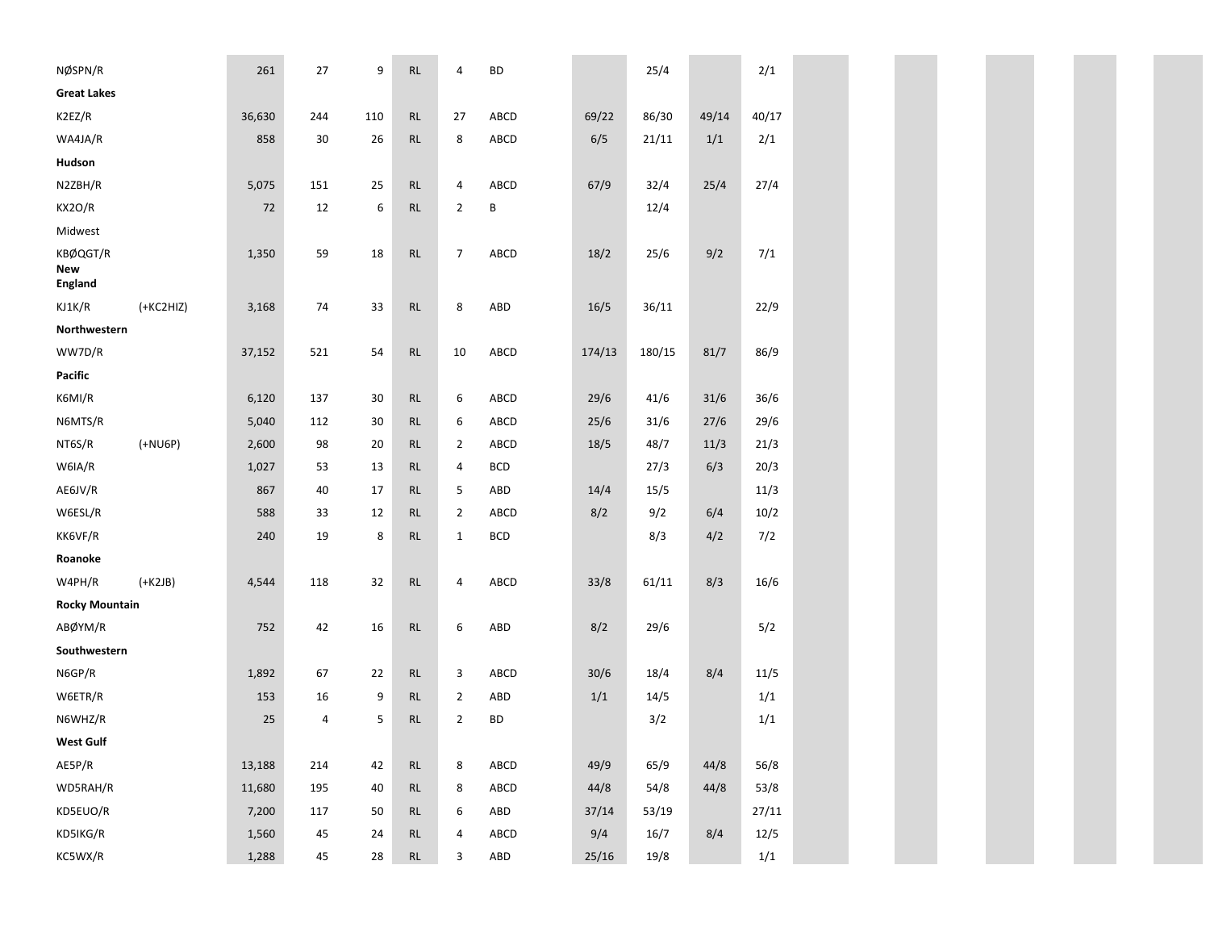| | | | | | | | | | | | |
|---|---|---|---|---|---|---|---|---|---|---|---|
| NØSPN/R | | 261 | 27 | 9 | RL | 4 | BD | | 25/4 | | 2/1 |
| **Great Lakes** | | | | | | | | | | | |
| K2EZ/R | | 36,630 | 244 | 110 | RL | 27 | ABCD | 69/22 | 86/30 | 49/14 | 40/17 |
| WA4JA/R | | 858 | 30 | 26 | RL | 8 | ABCD | 6/5 | 21/11 | 1/1 | 2/1 |
| **Hudson** | | | | | | | | | | | |
| N2ZBH/R | | 5,075 | 151 | 25 | RL | 4 | ABCD | 67/9 | 32/4 | 25/4 | 27/4 |
| KX2O/R | | 72 | 12 | 6 | RL | 2 | B | | 12/4 | | |
| Midwest | | | | | | | | | | | |
| KBØQGT/R | | 1,350 | 59 | 18 | RL | 7 | ABCD | 18/2 | 25/6 | 9/2 | 7/1 |
| **New England** | | | | | | | | | | | |
| KJ1K/R | (+KC2HIZ) | 3,168 | 74 | 33 | RL | 8 | ABD | 16/5 | 36/11 | | 22/9 |
| **Northwestern** | | | | | | | | | | | |
| WW7D/R | | 37,152 | 521 | 54 | RL | 10 | ABCD | 174/13 | 180/15 | 81/7 | 86/9 |
| **Pacific** | | | | | | | | | | | |
| K6MI/R | | 6,120 | 137 | 30 | RL | 6 | ABCD | 29/6 | 41/6 | 31/6 | 36/6 |
| N6MTS/R | | 5,040 | 112 | 30 | RL | 6 | ABCD | 25/6 | 31/6 | 27/6 | 29/6 |
| NT6S/R | (+NU6P) | 2,600 | 98 | 20 | RL | 2 | ABCD | 18/5 | 48/7 | 11/3 | 21/3 |
| W6IA/R | | 1,027 | 53 | 13 | RL | 4 | BCD | | 27/3 | 6/3 | 20/3 |
| AE6JV/R | | 867 | 40 | 17 | RL | 5 | ABD | 14/4 | 15/5 | | 11/3 |
| W6ESL/R | | 588 | 33 | 12 | RL | 2 | ABCD | 8/2 | 9/2 | 6/4 | 10/2 |
| KK6VF/R | | 240 | 19 | 8 | RL | 1 | BCD | | 8/3 | 4/2 | 7/2 |
| **Roanoke** | | | | | | | | | | | |
| W4PH/R | (+K2JB) | 4,544 | 118 | 32 | RL | 4 | ABCD | 33/8 | 61/11 | 8/3 | 16/6 |
| **Rocky Mountain** | | | | | | | | | | | |
| ABØYM/R | | 752 | 42 | 16 | RL | 6 | ABD | 8/2 | 29/6 | | 5/2 |
| **Southwestern** | | | | | | | | | | | |
| N6GP/R | | 1,892 | 67 | 22 | RL | 3 | ABCD | 30/6 | 18/4 | 8/4 | 11/5 |
| W6ETR/R | | 153 | 16 | 9 | RL | 2 | ABD | 1/1 | 14/5 | | 1/1 |
| N6WHZ/R | | 25 | 4 | 5 | RL | 2 | BD | | 3/2 | | 1/1 |
| **West Gulf** | | | | | | | | | | | |
| AE5P/R | | 13,188 | 214 | 42 | RL | 8 | ABCD | 49/9 | 65/9 | 44/8 | 56/8 |
| WD5RAH/R | | 11,680 | 195 | 40 | RL | 8 | ABCD | 44/8 | 54/8 | 44/8 | 53/8 |
| KD5EUO/R | | 7,200 | 117 | 50 | RL | 6 | ABD | 37/14 | 53/19 | | 27/11 |
| KD5IKG/R | | 1,560 | 45 | 24 | RL | 4 | ABCD | 9/4 | 16/7 | 8/4 | 12/5 |
| KC5WX/R | | 1,288 | 45 | 28 | RL | 3 | ABD | 25/16 | 19/8 | | 1/1 |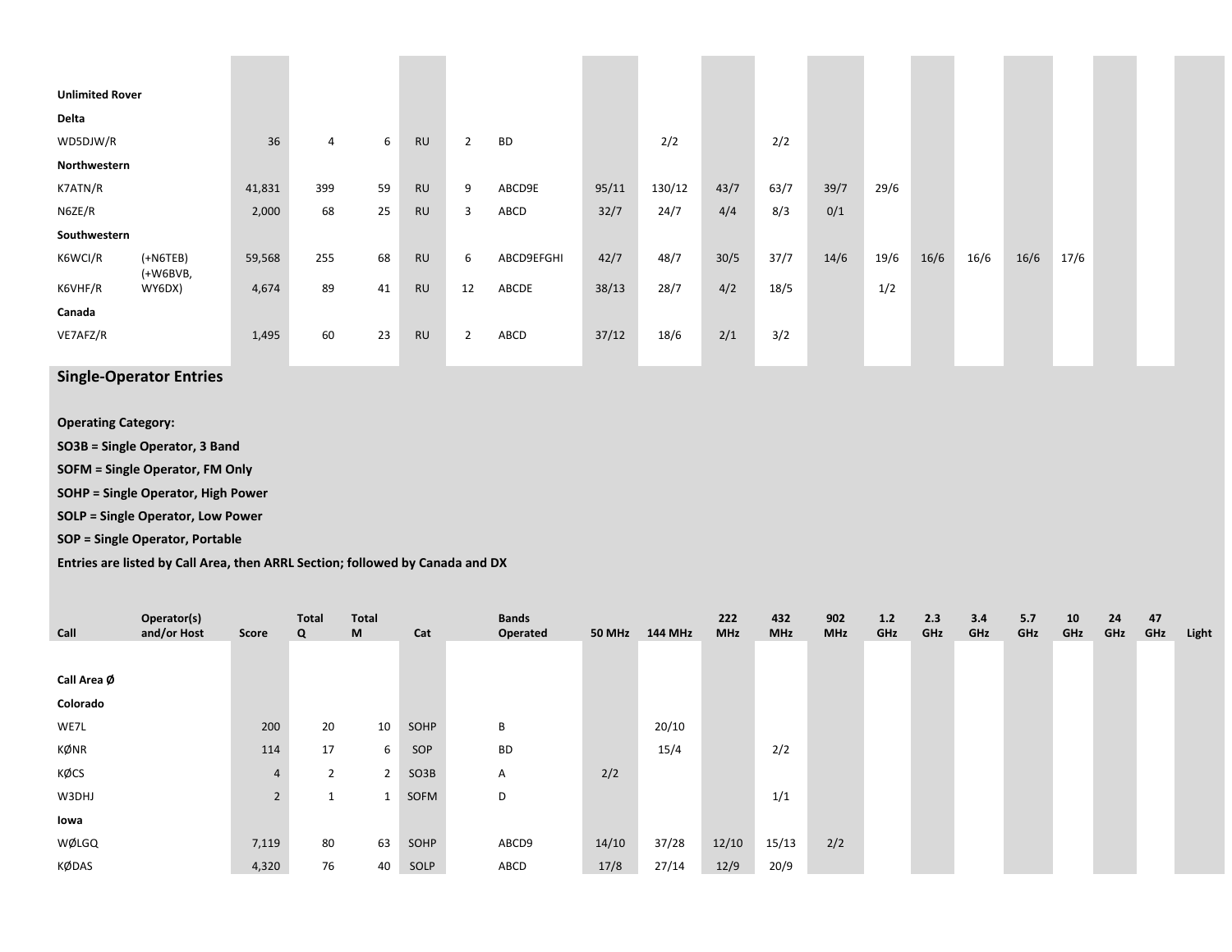| Call | Operator(s) and/or Host | Score | Total Q | Total M | Cat | | Bands Operated | 50 MHz | 144 MHz | 222 MHz | 432 MHz | 902 MHz | 1.2 GHz | 2.3 GHz | 3.4 GHz | 5.7 GHz | 10 GHz | 24 GHz | 47 GHz | Light |
|---|---|---|---|---|---|---|---|---|---|---|---|---|---|---|---|---|---|---|---|---|
| **Unlimited Rover** | | | | | | | | | | | | | | | | | | | | |
| **Delta** | | | | | | | | | | | | | | | | | | | | |
| WD5DJW/R | | 36 | 4 | 6 | RU | 2 | BD | | 2/2 | | 2/2 | | | | | | | | | |
| **Northwestern** | | | | | | | | | | | | | | | | | | | | |
| K7ATN/R | | 41,831 | 399 | 59 | RU | 9 | ABCD9E | 95/11 | 130/12 | 43/7 | 63/7 | 39/7 | 29/6 | | | | | | | |
| N6ZE/R | | 2,000 | 68 | 25 | RU | 3 | ABCD | 32/7 | 24/7 | 4/4 | 8/3 | 0/1 | | | | | | | | |
| **Southwestern** | | | | | | | | | | | | | | | | | | | | |
| K6WCI/R | (+N6TEB) | 59,568 | 255 | 68 | RU | 6 | ABCD9EFGHI | 42/7 | 48/7 | 30/5 | 37/7 | 14/6 | 19/6 | 16/6 | 16/6 | 16/6 | 17/6 | | | |
| K6VHF/R | (+W6BVB, WY6DX) | 4,674 | 89 | 41 | RU | 12 | ABCDE | 38/13 | 28/7 | 4/2 | 18/5 | | 1/2 | | | | | | | |
| **Canada** | | | | | | | | | | | | | | | | | | | | |
| VE7AFZ/R | | 1,495 | 60 | 23 | RU | 2 | ABCD | 37/12 | 18/6 | 2/1 | 3/2 | | | | | | | | | |

## Single-Operator Entries

**Operating Category:**

**SO3B = Single Operator, 3 Band**

**SOFM = Single Operator, FM Only**

**SOHP = Single Operator, High Power**

**SOLP = Single Operator, Low Power**

**SOP = Single Operator, Portable**

**Entries are listed by Call Area, then ARRL Section; followed by Canada and DX**

| Call | Operator(s) and/or Host | Score | Total Q | Total M | Cat | | Bands Operated | 50 MHz | 144 MHz | 222 MHz | 432 MHz | 902 MHz | 1.2 GHz | 2.3 GHz | 3.4 GHz | 5.7 GHz | 10 GHz | 24 GHz | 47 GHz | Light |
|---|---|---|---|---|---|---|---|---|---|---|---|---|---|---|---|---|---|---|---|---|
| **Call Area Ø** | | | | | | | | | | | | | | | | | | | | |
| **Colorado** | | | | | | | | | | | | | | | | | | | | |
| WE7L | | 200 | 20 | 10 | SOHP | | B | | 20/10 | | | | | | | | | | | |
| KØNR | | 114 | 17 | 6 | SOP | | BD | | 15/4 | | 2/2 | | | | | | | | | |
| KØCS | | 4 | 2 | 2 | SO3B | | A | 2/2 | | | | | | | | | | | | |
| W3DHJ | | 2 | 1 | 1 | SOFM | | D | | | | 1/1 | | | | | | | | | |
| **Iowa** | | | | | | | | | | | | | | | | | | | | |
| WØLGQ | | 7,119 | 80 | 63 | SOHP | | ABCD9 | 14/10 | 37/28 | 12/10 | 15/13 | 2/2 | | | | | | | | |
| KØDAS | | 4,320 | 76 | 40 | SOLP | | ABCD | 17/8 | 27/14 | 12/9 | 20/9 | | | | | | | | | |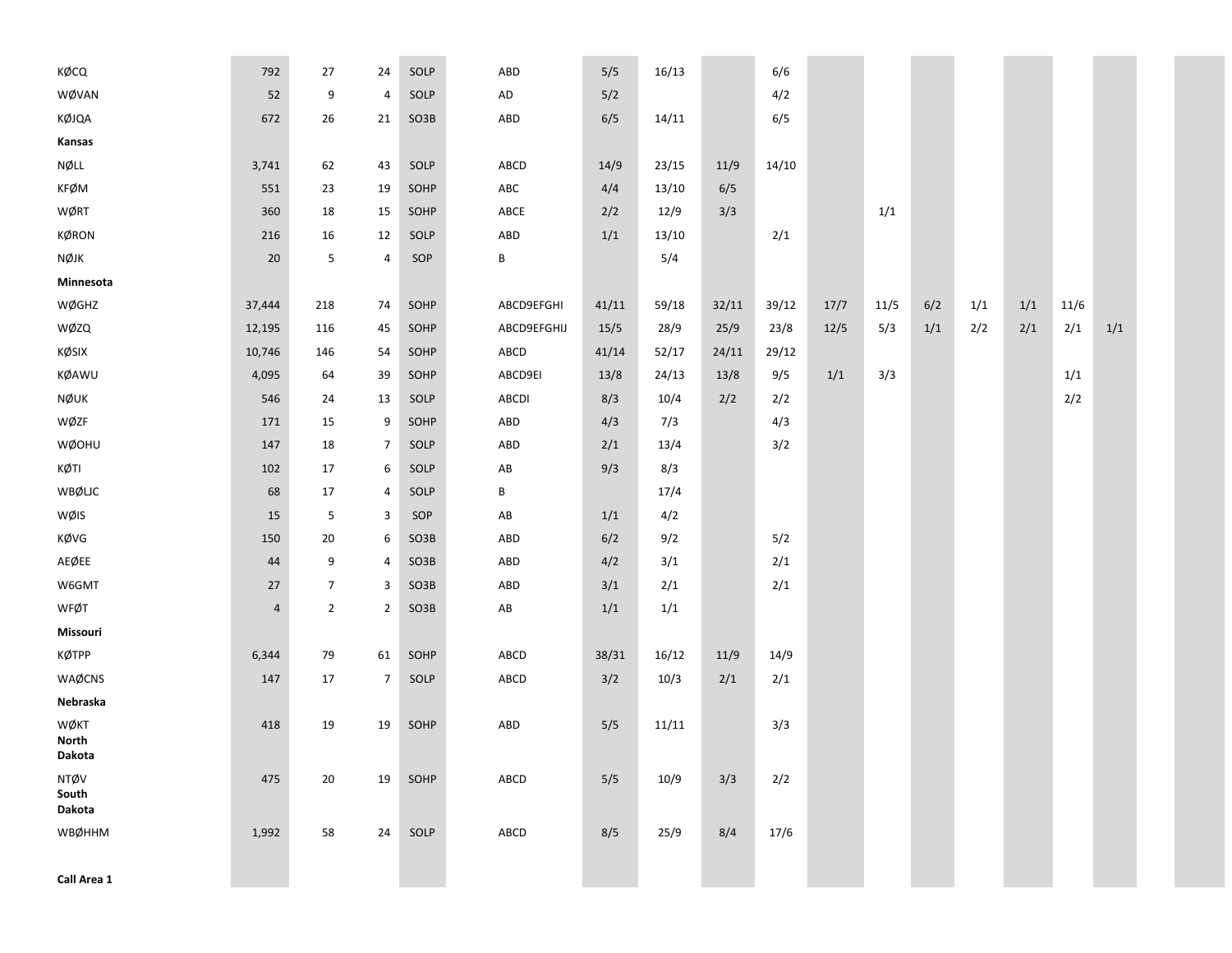| | | | | | | | | | | | | | | | | |
|---|---|---|---|---|---|---|---|---|---|---|---|---|---|---|---|---|
| KØCQ | 792 | 27 | 24 | SOLP | ABD | 5/5 | 16/13 | | 6/6 | | | | | | | |
| WØVAN | 52 | 9 | 4 | SOLP | AD | 5/2 | | | 4/2 | | | | | | | |
| KØJQA | 672 | 26 | 21 | SO3B | ABD | 6/5 | 14/11 | | 6/5 | | | | | | | |
| **Kansas** | | | | | | | | | | | | | | | | |
| NØLL | 3,741 | 62 | 43 | SOLP | ABCD | 14/9 | 23/15 | 11/9 | 14/10 | | | | | | | |
| KFØM | 551 | 23 | 19 | SOHP | ABC | 4/4 | 13/10 | 6/5 | | | | | | | | |
| WØRT | 360 | 18 | 15 | SOHP | ABCE | 2/2 | 12/9 | 3/3 | | | 1/1 | | | | | |
| KØRON | 216 | 16 | 12 | SOLP | ABD | 1/1 | 13/10 | | 2/1 | | | | | | | |
| NØJK | 20 | 5 | 4 | SOP | B | | 5/4 | | | | | | | | | |
| **Minnesota** | | | | | | | | | | | | | | | | |
| WØGHZ | 37,444 | 218 | 74 | SOHP | ABCD9EFGHI | 41/11 | 59/18 | 32/11 | 39/12 | 17/7 | 11/5 | 6/2 | 1/1 | 1/1 | 11/6 | |
| WØZQ | 12,195 | 116 | 45 | SOHP | ABCD9EFGHIJ | 15/5 | 28/9 | 25/9 | 23/8 | 12/5 | 5/3 | 1/1 | 2/2 | 2/1 | 2/1 | 1/1 |
| KØSIX | 10,746 | 146 | 54 | SOHP | ABCD | 41/14 | 52/17 | 24/11 | 29/12 | | | | | | | |
| KØAWU | 4,095 | 64 | 39 | SOHP | ABCD9EI | 13/8 | 24/13 | 13/8 | 9/5 | 1/1 | 3/3 | | | | 1/1 | |
| NØUK | 546 | 24 | 13 | SOLP | ABCDI | 8/3 | 10/4 | 2/2 | 2/2 | | | | | | 2/2 | |
| WØZF | 171 | 15 | 9 | SOHP | ABD | 4/3 | 7/3 | | 4/3 | | | | | | | |
| WØOHU | 147 | 18 | 7 | SOLP | ABD | 2/1 | 13/4 | | 3/2 | | | | | | | |
| KØTI | 102 | 17 | 6 | SOLP | AB | 9/3 | 8/3 | | | | | | | | | |
| WBØLJC | 68 | 17 | 4 | SOLP | B | | 17/4 | | | | | | | | | |
| WØIS | 15 | 5 | 3 | SOP | AB | 1/1 | 4/2 | | | | | | | | | |
| KØVG | 150 | 20 | 6 | SO3B | ABD | 6/2 | 9/2 | | 5/2 | | | | | | | |
| AEØEE | 44 | 9 | 4 | SO3B | ABD | 4/2 | 3/1 | | 2/1 | | | | | | | |
| W6GMT | 27 | 7 | 3 | SO3B | ABD | 3/1 | 2/1 | | 2/1 | | | | | | | |
| WFØT | 4 | 2 | 2 | SO3B | AB | 1/1 | 1/1 | | | | | | | | | |
| **Missouri** | | | | | | | | | | | | | | | | |
| KØTPP | 6,344 | 79 | 61 | SOHP | ABCD | 38/31 | 16/12 | 11/9 | 14/9 | | | | | | | |
| WAØCNS | 147 | 17 | 7 | SOLP | ABCD | 3/2 | 10/3 | 2/1 | 2/1 | | | | | | | |
| **Nebraska** | | | | | | | | | | | | | | | | |
| WØKT | 418 | 19 | 19 | SOHP | ABD | 5/5 | 11/11 | | 3/3 | | | | | | | |
| **North Dakota** | | | | | | | | | | | | | | | | |
| NTØV | 475 | 20 | 19 | SOHP | ABCD | 5/5 | 10/9 | 3/3 | 2/2 | | | | | | | |
| **South Dakota** | | | | | | | | | | | | | | | | |
| WBØHHM | 1,992 | 58 | 24 | SOLP | ABCD | 8/5 | 25/9 | 8/4 | 17/6 | | | | | | | |
| **Call Area 1** | | | | | | | | | | | | | | | | |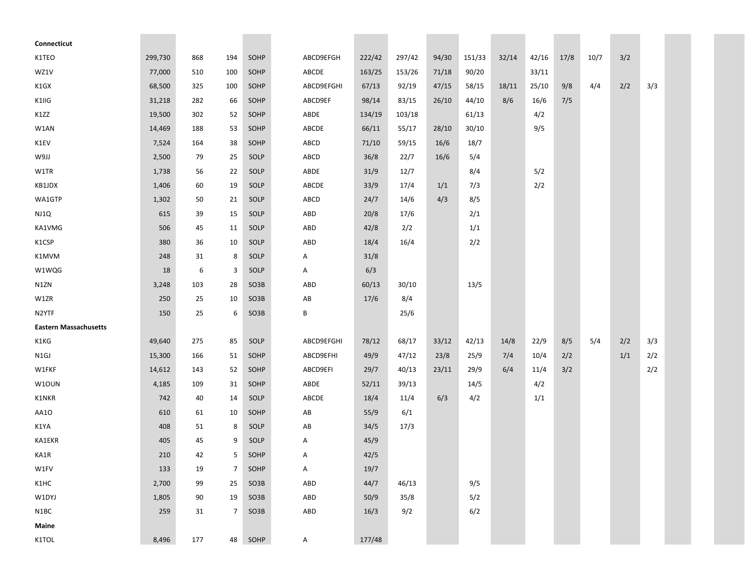| | | | | | | | | | | | | | | | |
|---|---|---|---|---|---|---|---|---|---|---|---|---|---|---|---|
| **Connecticut** | | | | | | | | | | | | | | | |
| K1TEO | 299,730 | 868 | 194 | SOHP | ABCD9EFGH | 222/42 | 297/42 | 94/30 | 151/33 | 32/14 | 42/16 | 17/8 | 10/7 | 3/2 | |
| WZ1V | 77,000 | 510 | 100 | SOHP | ABCDE | 163/25 | 153/26 | 71/18 | 90/20 | | 33/11 | | | | |
| K1GX | 68,500 | 325 | 100 | SOHP | ABCD9EFGHI | 67/13 | 92/19 | 47/15 | 58/15 | 18/11 | 25/10 | 9/8 | 4/4 | 2/2 | 3/3 |
| K1IIG | 31,218 | 282 | 66 | SOHP | ABCD9EF | 98/14 | 83/15 | 26/10 | 44/10 | 8/6 | 16/6 | 7/5 | | | |
| K1ZZ | 19,500 | 302 | 52 | SOHP | ABDE | 134/19 | 103/18 | | 61/13 | | 4/2 | | | | |
| W1AN | 14,469 | 188 | 53 | SOHP | ABCDE | 66/11 | 55/17 | 28/10 | 30/10 | | 9/5 | | | | |
| K1EV | 7,524 | 164 | 38 | SOHP | ABCD | 71/10 | 59/15 | 16/6 | 18/7 | | | | | | |
| W9JJ | 2,500 | 79 | 25 | SOLP | ABCD | 36/8 | 22/7 | 16/6 | 5/4 | | | | | | |
| W1TR | 1,738 | 56 | 22 | SOLP | ABDE | 31/9 | 12/7 | | 8/4 | | 5/2 | | | | |
| KB1JDX | 1,406 | 60 | 19 | SOLP | ABCDE | 33/9 | 17/4 | 1/1 | 7/3 | | 2/2 | | | | |
| WA1GTP | 1,302 | 50 | 21 | SOLP | ABCD | 24/7 | 14/6 | 4/3 | 8/5 | | | | | | |
| NJ1Q | 615 | 39 | 15 | SOLP | ABD | 20/8 | 17/6 | | 2/1 | | | | | | |
| KA1VMG | 506 | 45 | 11 | SOLP | ABD | 42/8 | 2/2 | | 1/1 | | | | | | |
| K1CSP | 380 | 36 | 10 | SOLP | ABD | 18/4 | 16/4 | | 2/2 | | | | | | |
| K1MVM | 248 | 31 | 8 | SOLP | A | 31/8 | | | | | | | | | |
| W1WQG | 18 | 6 | 3 | SOLP | A | 6/3 | | | | | | | | | |
| N1ZN | 3,248 | 103 | 28 | SO3B | ABD | 60/13 | 30/10 | | 13/5 | | | | | | |
| W1ZR | 250 | 25 | 10 | SO3B | AB | 17/6 | 8/4 | | | | | | | | |
| N2YTF | 150 | 25 | 6 | SO3B | B | | 25/6 | | | | | | | | |
| **Eastern Massachusetts** | | | | | | | | | | | | | | | |
| K1KG | 49,640 | 275 | 85 | SOLP | ABCD9EFGHI | 78/12 | 68/17 | 33/12 | 42/13 | 14/8 | 22/9 | 8/5 | 5/4 | 2/2 | 3/3 |
| N1GJ | 15,300 | 166 | 51 | SOHP | ABCD9EFHI | 49/9 | 47/12 | 23/8 | 25/9 | 7/4 | 10/4 | 2/2 | | 1/1 | 2/2 |
| W1FKF | 14,612 | 143 | 52 | SOHP | ABCD9EFI | 29/7 | 40/13 | 23/11 | 29/9 | 6/4 | 11/4 | 3/2 | | | 2/2 |
| W1OUN | 4,185 | 109 | 31 | SOHP | ABDE | 52/11 | 39/13 | | 14/5 | | 4/2 | | | | |
| K1NKR | 742 | 40 | 14 | SOLP | ABCDE | 18/4 | 11/4 | 6/3 | 4/2 | | 1/1 | | | | |
| AA1O | 610 | 61 | 10 | SOHP | AB | 55/9 | 6/1 | | | | | | | | |
| K1YA | 408 | 51 | 8 | SOLP | AB | 34/5 | 17/3 | | | | | | | | |
| KA1EKR | 405 | 45 | 9 | SOLP | A | 45/9 | | | | | | | | | |
| KA1R | 210 | 42 | 5 | SOHP | A | 42/5 | | | | | | | | | |
| W1FV | 133 | 19 | 7 | SOHP | A | 19/7 | | | | | | | | | |
| K1HC | 2,700 | 99 | 25 | SO3B | ABD | 44/7 | 46/13 | | 9/5 | | | | | | |
| W1DYJ | 1,805 | 90 | 19 | SO3B | ABD | 50/9 | 35/8 | | 5/2 | | | | | | |
| N1BC | 259 | 31 | 7 | SO3B | ABD | 16/3 | 9/2 | | 6/2 | | | | | | |
| **Maine** | | | | | | | | | | | | | | | |
| K1TOL | 8,496 | 177 | 48 | SOHP | A | 177/48 | | | | | | | | | |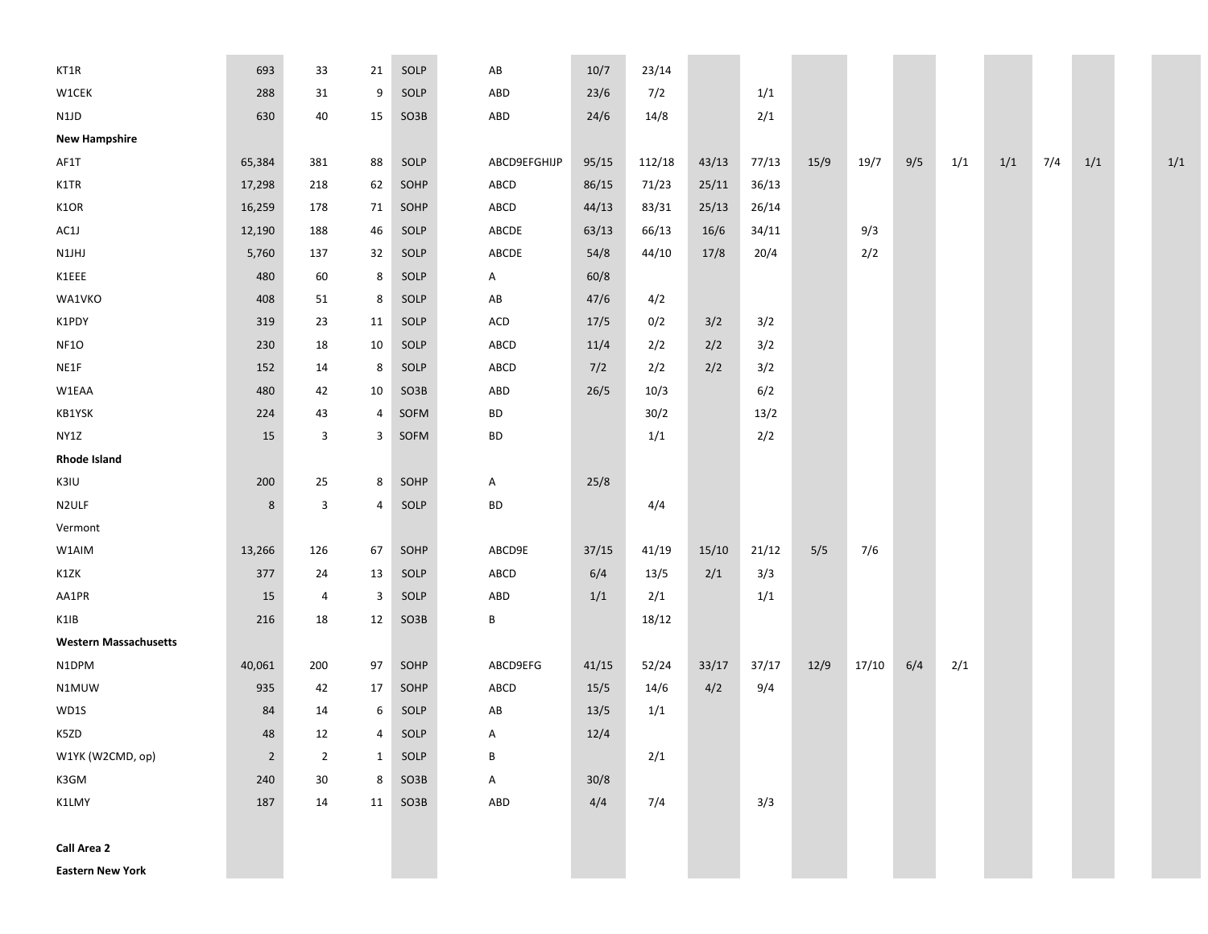| | | | | | | | | | | | | | | | | | | |
|---|---|---|---|---|---|---|---|---|---|---|---|---|---|---|---|---|---|---|
| KT1R | 693 | 33 | 21 | SOLP | AB | 10/7 | 23/14 | | | | | | | | | | | |
| W1CEK | 288 | 31 | 9 | SOLP | ABD | 23/6 | 7/2 | | 1/1 | | | | | | | | | |
| N1JD | 630 | 40 | 15 | SO3B | ABD | 24/6 | 14/8 | | 2/1 | | | | | | | | | |
| **New Hampshire** | | | | | | | | | | | | | | | | | | |
| AF1T | 65,384 | 381 | 88 | SOLP | ABCD9EFGHIJP | 95/15 | 112/18 | 43/13 | 77/13 | 15/9 | 19/7 | 9/5 | 1/1 | 1/1 | 7/4 | 1/1 | | 1/1 |
| K1TR | 17,298 | 218 | 62 | SOHP | ABCD | 86/15 | 71/23 | 25/11 | 36/13 | | | | | | | | | |
| K1OR | 16,259 | 178 | 71 | SOHP | ABCD | 44/13 | 83/31 | 25/13 | 26/14 | | | | | | | | | |
| AC1J | 12,190 | 188 | 46 | SOLP | ABCDE | 63/13 | 66/13 | 16/6 | 34/11 | | 9/3 | | | | | | | |
| N1JHJ | 5,760 | 137 | 32 | SOLP | ABCDE | 54/8 | 44/10 | 17/8 | 20/4 | | 2/2 | | | | | | | |
| K1EEE | 480 | 60 | 8 | SOLP | A | 60/8 | | | | | | | | | | | | |
| WA1VKO | 408 | 51 | 8 | SOLP | AB | 47/6 | 4/2 | | | | | | | | | | | |
| K1PDY | 319 | 23 | 11 | SOLP | ACD | 17/5 | 0/2 | 3/2 | 3/2 | | | | | | | | | |
| NF1O | 230 | 18 | 10 | SOLP | ABCD | 11/4 | 2/2 | 2/2 | 3/2 | | | | | | | | | |
| NE1F | 152 | 14 | 8 | SOLP | ABCD | 7/2 | 2/2 | 2/2 | 3/2 | | | | | | | | | |
| W1EAA | 480 | 42 | 10 | SO3B | ABD | 26/5 | 10/3 | | 6/2 | | | | | | | | | |
| KB1YSK | 224 | 43 | 4 | SOFM | BD | | 30/2 | | 13/2 | | | | | | | | | |
| NY1Z | 15 | 3 | 3 | SOFM | BD | | 1/1 | | 2/2 | | | | | | | | | |
| **Rhode Island** | | | | | | | | | | | | | | | | | | |
| K3IU | 200 | 25 | 8 | SOHP | A | 25/8 | | | | | | | | | | | | |
| N2ULF | 8 | 3 | 4 | SOLP | BD | | 4/4 | | | | | | | | | | | |
| Vermont | | | | | | | | | | | | | | | | | | |
| W1AIM | 13,266 | 126 | 67 | SOHP | ABCD9E | 37/15 | 41/19 | 15/10 | 21/12 | 5/5 | 7/6 | | | | | | | |
| K1ZK | 377 | 24 | 13 | SOLP | ABCD | 6/4 | 13/5 | 2/1 | 3/3 | | | | | | | | | |
| AA1PR | 15 | 4 | 3 | SOLP | ABD | 1/1 | 2/1 | | 1/1 | | | | | | | | | |
| K1IB | 216 | 18 | 12 | SO3B | B | | 18/12 | | | | | | | | | | | |
| **Western Massachusetts** | | | | | | | | | | | | | | | | | | |
| N1DPM | 40,061 | 200 | 97 | SOHP | ABCD9EFG | 41/15 | 52/24 | 33/17 | 37/17 | 12/9 | 17/10 | 6/4 | 2/1 | | | | | |
| N1MUW | 935 | 42 | 17 | SOHP | ABCD | 15/5 | 14/6 | 4/2 | 9/4 | | | | | | | | | |
| WD1S | 84 | 14 | 6 | SOLP | AB | 13/5 | 1/1 | | | | | | | | | | | |
| K5ZD | 48 | 12 | 4 | SOLP | A | 12/4 | | | | | | | | | | | | |
| W1YK (W2CMD, op) | 2 | 2 | 1 | SOLP | B | | 2/1 | | | | | | | | | | | |
| K3GM | 240 | 30 | 8 | SO3B | A | 30/8 | | | | | | | | | | | | |
| K1LMY | 187 | 14 | 11 | SO3B | ABD | 4/4 | 7/4 | | 3/3 | | | | | | | | | |
| | | | | | | | | | | | | | | | | | | |
| **Call Area 2** | | | | | | | | | | | | | | | | | | |
| **Eastern New York** | | | | | | | | | | | | | | | | | | |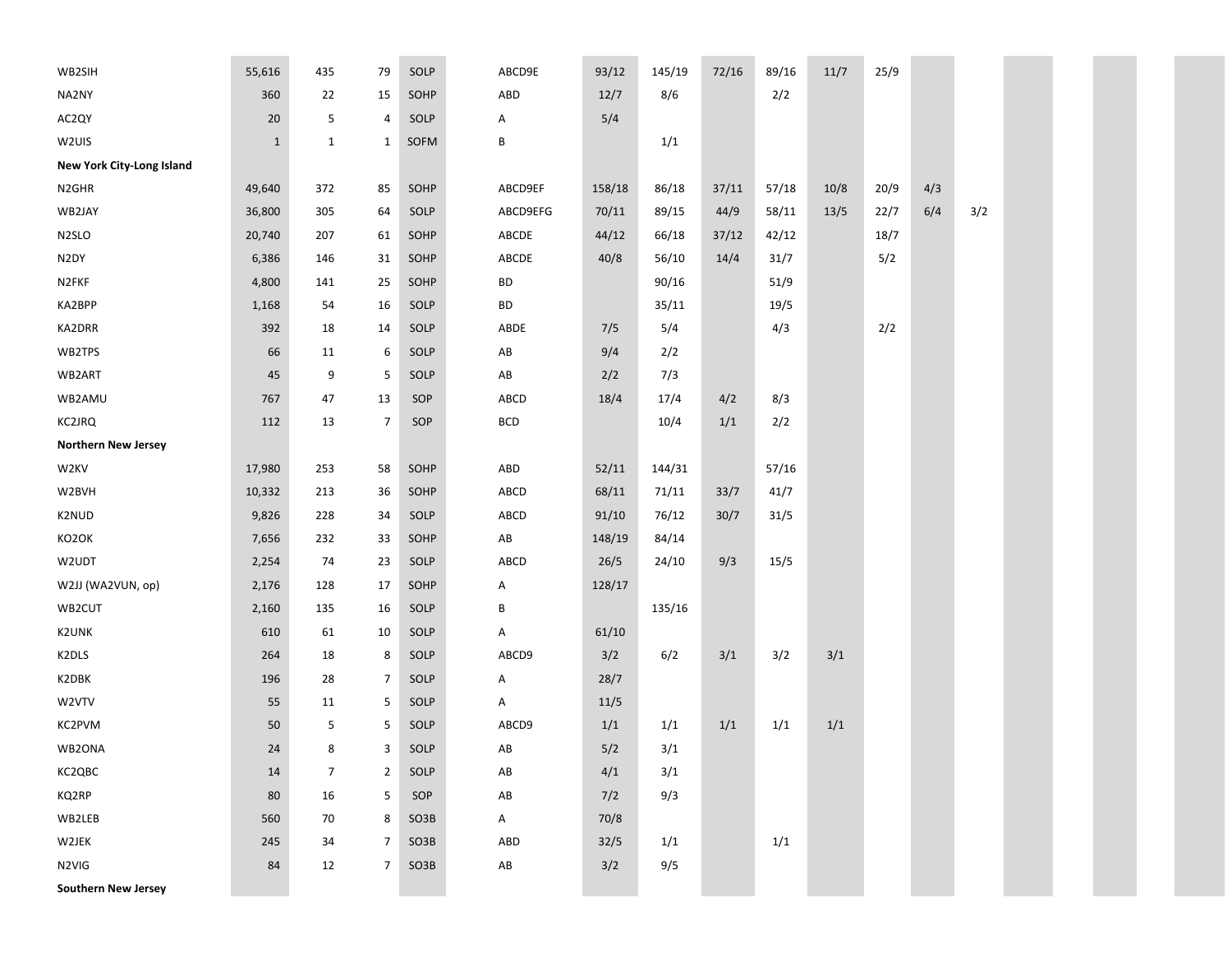| | | | | | | | | | | | | | |
|---|---|---|---|---|---|---|---|---|---|---|---|---|---|
| WB2SIH | 55,616 | 435 | 79 | SOLP | ABCD9E | 93/12 | 145/19 | 72/16 | 89/16 | 11/7 | 25/9 | | |
| NA2NY | 360 | 22 | 15 | SOHP | ABD | 12/7 | 8/6 | | 2/2 | | | | |
| AC2QY | 20 | 5 | 4 | SOLP | A | 5/4 | | | | | | | |
| W2UIS | 1 | 1 | 1 | SOFM | B | | 1/1 | | | | | | |
| **New York City-Long Island** | | | | | | | | | | | | | |
| N2GHR | 49,640 | 372 | 85 | SOHP | ABCD9EF | 158/18 | 86/18 | 37/11 | 57/18 | 10/8 | 20/9 | 4/3 | |
| WB2JAY | 36,800 | 305 | 64 | SOLP | ABCD9EFG | 70/11 | 89/15 | 44/9 | 58/11 | 13/5 | 22/7 | 6/4 | 3/2 |
| N2SLO | 20,740 | 207 | 61 | SOHP | ABCDE | 44/12 | 66/18 | 37/12 | 42/12 | | 18/7 | | |
| N2DY | 6,386 | 146 | 31 | SOHP | ABCDE | 40/8 | 56/10 | 14/4 | 31/7 | | 5/2 | | |
| N2FKF | 4,800 | 141 | 25 | SOHP | BD | | 90/16 | | 51/9 | | | | |
| KA2BPP | 1,168 | 54 | 16 | SOLP | BD | | 35/11 | | 19/5 | | | | |
| KA2DRR | 392 | 18 | 14 | SOLP | ABDE | 7/5 | 5/4 | | 4/3 | | 2/2 | | |
| WB2TPS | 66 | 11 | 6 | SOLP | AB | 9/4 | 2/2 | | | | | | |
| WB2ART | 45 | 9 | 5 | SOLP | AB | 2/2 | 7/3 | | | | | | |
| WB2AMU | 767 | 47 | 13 | SOP | ABCD | 18/4 | 17/4 | 4/2 | 8/3 | | | | |
| KC2JRQ | 112 | 13 | 7 | SOP | BCD | | 10/4 | 1/1 | 2/2 | | | | |
| **Northern New Jersey** | | | | | | | | | | | | | |
| W2KV | 17,980 | 253 | 58 | SOHP | ABD | 52/11 | 144/31 | | 57/16 | | | | |
| W2BVH | 10,332 | 213 | 36 | SOHP | ABCD | 68/11 | 71/11 | 33/7 | 41/7 | | | | |
| K2NUD | 9,826 | 228 | 34 | SOLP | ABCD | 91/10 | 76/12 | 30/7 | 31/5 | | | | |
| KO2OK | 7,656 | 232 | 33 | SOHP | AB | 148/19 | 84/14 | | | | | | |
| W2UDT | 2,254 | 74 | 23 | SOLP | ABCD | 26/5 | 24/10 | 9/3 | 15/5 | | | | |
| W2JJ (WA2VUN, op) | 2,176 | 128 | 17 | SOHP | A | 128/17 | | | | | | | |
| WB2CUT | 2,160 | 135 | 16 | SOLP | B | | 135/16 | | | | | | |
| K2UNK | 610 | 61 | 10 | SOLP | A | 61/10 | | | | | | | |
| K2DLS | 264 | 18 | 8 | SOLP | ABCD9 | 3/2 | 6/2 | 3/1 | 3/2 | 3/1 | | | |
| K2DBK | 196 | 28 | 7 | SOLP | A | 28/7 | | | | | | | |
| W2VTV | 55 | 11 | 5 | SOLP | A | 11/5 | | | | | | | |
| KC2PVM | 50 | 5 | 5 | SOLP | ABCD9 | 1/1 | 1/1 | 1/1 | 1/1 | 1/1 | | | |
| WB2ONA | 24 | 8 | 3 | SOLP | AB | 5/2 | 3/1 | | | | | | |
| KC2QBC | 14 | 7 | 2 | SOLP | AB | 4/1 | 3/1 | | | | | | |
| KQ2RP | 80 | 16 | 5 | SOP | AB | 7/2 | 9/3 | | | | | | |
| WB2LEB | 560 | 70 | 8 | SO3B | A | 70/8 | | | | | | | |
| W2JEK | 245 | 34 | 7 | SO3B | ABD | 32/5 | 1/1 | | 1/1 | | | | |
| N2VIG | 84 | 12 | 7 | SO3B | AB | 3/2 | 9/5 | | | | | | |
| **Southern New Jersey** | | | | | | | | | | | | | |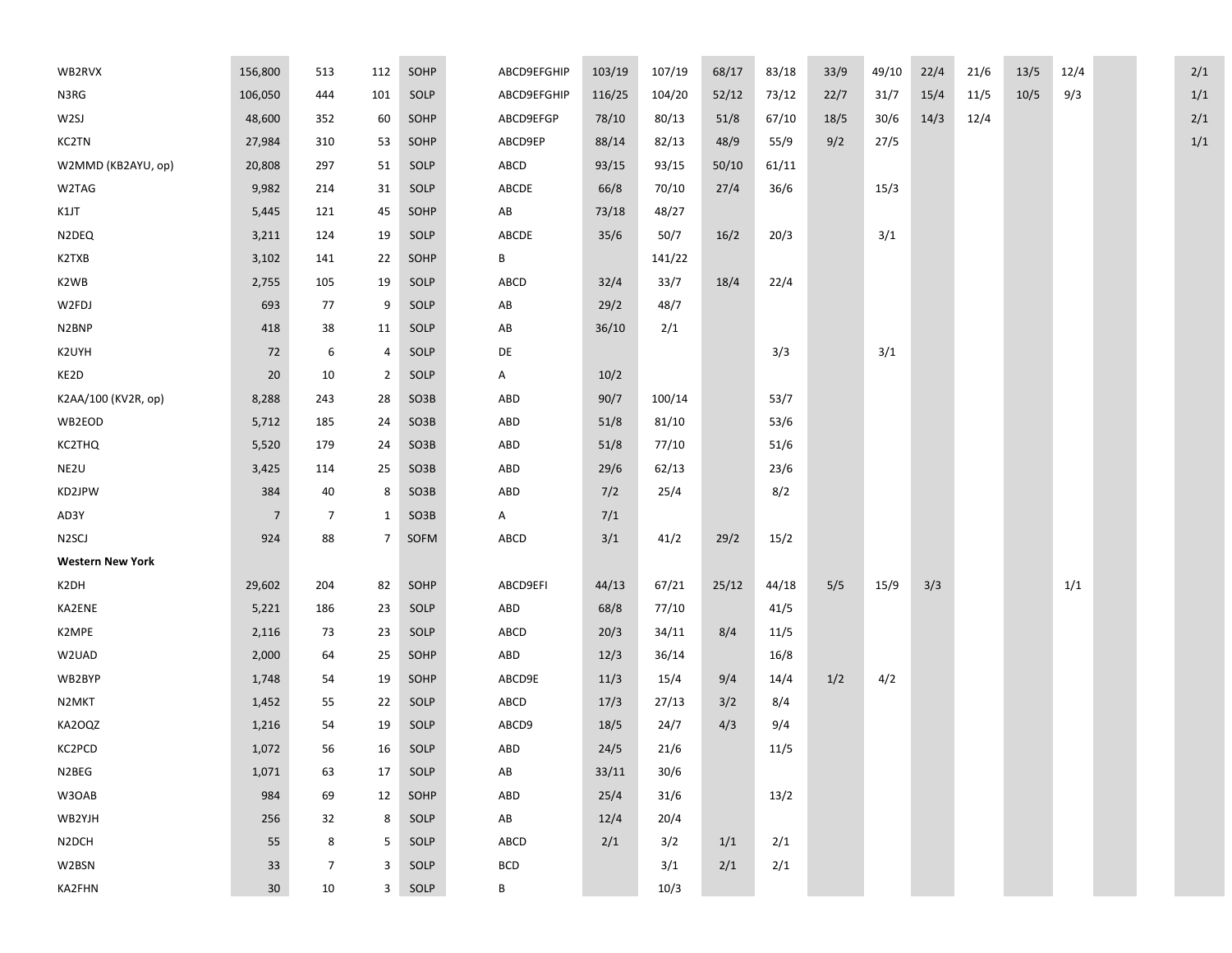| | | | | | | | | | | | | | | | | | | |
|---|---|---|---|---|---|---|---|---|---|---|---|---|---|---|---|---|---|---|
| WB2RVX | 156,800 | 513 | 112 | SOHP | ABCD9EFGHIP | 103/19 | 107/19 | 68/17 | 83/18 | 33/9 | 49/10 | 22/4 | 21/6 | 13/5 | 12/4 | | | 2/1 |
| N3RG | 106,050 | 444 | 101 | SOLP | ABCD9EFGHIP | 116/25 | 104/20 | 52/12 | 73/12 | 22/7 | 31/7 | 15/4 | 11/5 | 10/5 | 9/3 | | | 1/1 |
| W2SJ | 48,600 | 352 | 60 | SOHP | ABCD9EFGP | 78/10 | 80/13 | 51/8 | 67/10 | 18/5 | 30/6 | 14/3 | 12/4 | | | | | 2/1 |
| KC2TN | 27,984 | 310 | 53 | SOHP | ABCD9EP | 88/14 | 82/13 | 48/9 | 55/9 | 9/2 | 27/5 | | | | | | | 1/1 |
| W2MMD (KB2AYU, op) | 20,808 | 297 | 51 | SOLP | ABCD | 93/15 | 93/15 | 50/10 | 61/11 | | | | | | | | | |
| W2TAG | 9,982 | 214 | 31 | SOLP | ABCDE | 66/8 | 70/10 | 27/4 | 36/6 | | 15/3 | | | | | | | |
| K1JT | 5,445 | 121 | 45 | SOHP | AB | 73/18 | 48/27 | | | | | | | | | | | |
| N2DEQ | 3,211 | 124 | 19 | SOLP | ABCDE | 35/6 | 50/7 | 16/2 | 20/3 | | 3/1 | | | | | | | |
| K2TXB | 3,102 | 141 | 22 | SOHP | B | | 141/22 | | | | | | | | | | | |
| K2WB | 2,755 | 105 | 19 | SOLP | ABCD | 32/4 | 33/7 | 18/4 | 22/4 | | | | | | | | | |
| W2FDJ | 693 | 77 | 9 | SOLP | AB | 29/2 | 48/7 | | | | | | | | | | | |
| N2BNP | 418 | 38 | 11 | SOLP | AB | 36/10 | 2/1 | | | | | | | | | | | |
| K2UYH | 72 | 6 | 4 | SOLP | DE | | | | 3/3 | | 3/1 | | | | | | | |
| KE2D | 20 | 10 | 2 | SOLP | A | 10/2 | | | | | | | | | | | | |
| K2AA/100 (KV2R, op) | 8,288 | 243 | 28 | SO3B | ABD | 90/7 | 100/14 | | 53/7 | | | | | | | | | |
| WB2EOD | 5,712 | 185 | 24 | SO3B | ABD | 51/8 | 81/10 | | 53/6 | | | | | | | | | |
| KC2THQ | 5,520 | 179 | 24 | SO3B | ABD | 51/8 | 77/10 | | 51/6 | | | | | | | | | |
| NE2U | 3,425 | 114 | 25 | SO3B | ABD | 29/6 | 62/13 | | 23/6 | | | | | | | | | |
| KD2JPW | 384 | 40 | 8 | SO3B | ABD | 7/2 | 25/4 | | 8/2 | | | | | | | | | |
| AD3Y | 7 | 7 | 1 | SO3B | A | 7/1 | | | | | | | | | | | | |
| N2SCJ | 924 | 88 | 7 | SOFM | ABCD | 3/1 | 41/2 | 29/2 | 15/2 | | | | | | | | | |
| **Western New York** | | | | | | | | | | | | | | | | | | |
| K2DH | 29,602 | 204 | 82 | SOHP | ABCD9EFI | 44/13 | 67/21 | 25/12 | 44/18 | 5/5 | 15/9 | 3/3 | | | 1/1 | | | |
| KA2ENE | 5,221 | 186 | 23 | SOLP | ABD | 68/8 | 77/10 | | 41/5 | | | | | | | | | |
| K2MPE | 2,116 | 73 | 23 | SOLP | ABCD | 20/3 | 34/11 | 8/4 | 11/5 | | | | | | | | | |
| W2UAD | 2,000 | 64 | 25 | SOHP | ABD | 12/3 | 36/14 | | 16/8 | | | | | | | | | |
| WB2BYP | 1,748 | 54 | 19 | SOHP | ABCD9E | 11/3 | 15/4 | 9/4 | 14/4 | 1/2 | 4/2 | | | | | | | |
| N2MKT | 1,452 | 55 | 22 | SOLP | ABCD | 17/3 | 27/13 | 3/2 | 8/4 | | | | | | | | | |
| KA2OQZ | 1,216 | 54 | 19 | SOLP | ABCD9 | 18/5 | 24/7 | 4/3 | 9/4 | | | | | | | | | |
| KC2PCD | 1,072 | 56 | 16 | SOLP | ABD | 24/5 | 21/6 | | 11/5 | | | | | | | | | |
| N2BEG | 1,071 | 63 | 17 | SOLP | AB | 33/11 | 30/6 | | | | | | | | | | | |
| W3OAB | 984 | 69 | 12 | SOHP | ABD | 25/4 | 31/6 | | 13/2 | | | | | | | | | |
| WB2YJH | 256 | 32 | 8 | SOLP | AB | 12/4 | 20/4 | | | | | | | | | | | |
| N2DCH | 55 | 8 | 5 | SOLP | ABCD | 2/1 | 3/2 | 1/1 | 2/1 | | | | | | | | | |
| W2BSN | 33 | 7 | 3 | SOLP | BCD | | 3/1 | 2/1 | 2/1 | | | | | | | | | |
| KA2FHN | 30 | 10 | 3 | SOLP | B | | 10/3 | | | | | | | | | | | |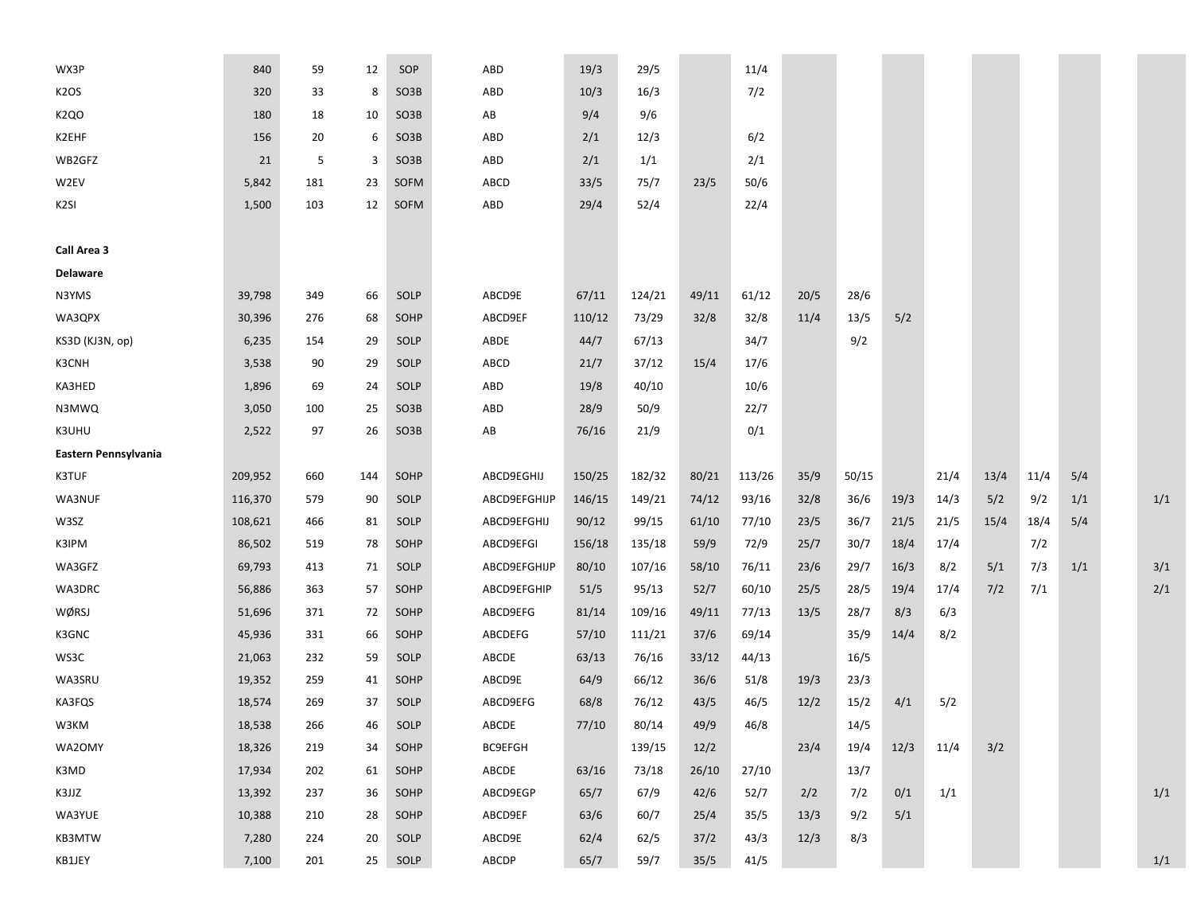| | | | | | | | | | | | | | | | | | | |
|---|---|---|---|---|---|---|---|---|---|---|---|---|---|---|---|---|---|---|
| WX3P | 840 | 59 | 12 | SOP | ABD | 19/3 | 29/5 | | 11/4 | | | | | | | | | |
| K2OS | 320 | 33 | 8 | SO3B | ABD | 10/3 | 16/3 | | 7/2 | | | | | | | | | |
| K2QO | 180 | 18 | 10 | SO3B | AB | 9/4 | 9/6 | | | | | | | | | | | |
| K2EHF | 156 | 20 | 6 | SO3B | ABD | 2/1 | 12/3 | | 6/2 | | | | | | | | | |
| WB2GFZ | 21 | 5 | 3 | SO3B | ABD | 2/1 | 1/1 | | 2/1 | | | | | | | | | |
| W2EV | 5,842 | 181 | 23 | SOFM | ABCD | 33/5 | 75/7 | 23/5 | 50/6 | | | | | | | | | |
| K2SI | 1,500 | 103 | 12 | SOFM | ABD | 29/4 | 52/4 | | 22/4 | | | | | | | | | |
| | | | | | | | | | | | | | | | | | | |
| **Call Area 3** | | | | | | | | | | | | | | | | | | |
| **Delaware** | | | | | | | | | | | | | | | | | | |
| N3YMS | 39,798 | 349 | 66 | SOLP | ABCD9E | 67/11 | 124/21 | 49/11 | 61/12 | 20/5 | 28/6 | | | | | | | |
| WA3QPX | 30,396 | 276 | 68 | SOHP | ABCD9EF | 110/12 | 73/29 | 32/8 | 32/8 | 11/4 | 13/5 | 5/2 | | | | | | |
| KS3D (KJ3N, op) | 6,235 | 154 | 29 | SOLP | ABDE | 44/7 | 67/13 | | 34/7 | | 9/2 | | | | | | | |
| K3CNH | 3,538 | 90 | 29 | SOLP | ABCD | 21/7 | 37/12 | 15/4 | 17/6 | | | | | | | | | |
| KA3HED | 1,896 | 69 | 24 | SOLP | ABD | 19/8 | 40/10 | | 10/6 | | | | | | | | | |
| N3MWQ | 3,050 | 100 | 25 | SO3B | ABD | 28/9 | 50/9 | | 22/7 | | | | | | | | | |
| K3UHU | 2,522 | 97 | 26 | SO3B | AB | 76/16 | 21/9 | | 0/1 | | | | | | | | | |
| **Eastern Pennsylvania** | | | | | | | | | | | | | | | | | | |
| K3TUF | 209,952 | 660 | 144 | SOHP | ABCD9EGHIJ | 150/25 | 182/32 | 80/21 | 113/26 | 35/9 | 50/15 | | 21/4 | 13/4 | 11/4 | 5/4 | | |
| WA3NUF | 116,370 | 579 | 90 | SOLP | ABCD9EFGHIJP | 146/15 | 149/21 | 74/12 | 93/16 | 32/8 | 36/6 | 19/3 | 14/3 | 5/2 | 9/2 | 1/1 | | 1/1 |
| W3SZ | 108,621 | 466 | 81 | SOLP | ABCD9EFGHIJ | 90/12 | 99/15 | 61/10 | 77/10 | 23/5 | 36/7 | 21/5 | 21/5 | 15/4 | 18/4 | 5/4 | | |
| K3IPM | 86,502 | 519 | 78 | SOHP | ABCD9EFGI | 156/18 | 135/18 | 59/9 | 72/9 | 25/7 | 30/7 | 18/4 | 17/4 | | 7/2 | | | |
| WA3GFZ | 69,793 | 413 | 71 | SOLP | ABCD9EFGHIJP | 80/10 | 107/16 | 58/10 | 76/11 | 23/6 | 29/7 | 16/3 | 8/2 | 5/1 | 7/3 | 1/1 | | 3/1 |
| WA3DRC | 56,886 | 363 | 57 | SOHP | ABCD9EFGHIP | 51/5 | 95/13 | 52/7 | 60/10 | 25/5 | 28/5 | 19/4 | 17/4 | 7/2 | 7/1 | | | 2/1 |
| WØRSJ | 51,696 | 371 | 72 | SOHP | ABCD9EFG | 81/14 | 109/16 | 49/11 | 77/13 | 13/5 | 28/7 | 8/3 | 6/3 | | | | | |
| K3GNC | 45,936 | 331 | 66 | SOHP | ABCDEFG | 57/10 | 111/21 | 37/6 | 69/14 | | 35/9 | 14/4 | 8/2 | | | | | |
| WS3C | 21,063 | 232 | 59 | SOLP | ABCDE | 63/13 | 76/16 | 33/12 | 44/13 | | 16/5 | | | | | | | |
| WA3SRU | 19,352 | 259 | 41 | SOHP | ABCD9E | 64/9 | 66/12 | 36/6 | 51/8 | 19/3 | 23/3 | | | | | | | |
| KA3FQS | 18,574 | 269 | 37 | SOLP | ABCD9EFG | 68/8 | 76/12 | 43/5 | 46/5 | 12/2 | 15/2 | 4/1 | 5/2 | | | | | |
| W3KM | 18,538 | 266 | 46 | SOLP | ABCDE | 77/10 | 80/14 | 49/9 | 46/8 | | 14/5 | | | | | | | |
| WA2OMY | 18,326 | 219 | 34 | SOHP | BC9EFGH | | 139/15 | 12/2 | | 23/4 | 19/4 | 12/3 | 11/4 | 3/2 | | | | |
| K3MD | 17,934 | 202 | 61 | SOHP | ABCDE | 63/16 | 73/18 | 26/10 | 27/10 | | 13/7 | | | | | | | |
| K3JJZ | 13,392 | 237 | 36 | SOHP | ABCD9EGP | 65/7 | 67/9 | 42/6 | 52/7 | 2/2 | 7/2 | 0/1 | 1/1 | | | | | 1/1 |
| WA3YUE | 10,388 | 210 | 28 | SOHP | ABCD9EF | 63/6 | 60/7 | 25/4 | 35/5 | 13/3 | 9/2 | 5/1 | | | | | | |
| KB3MTW | 7,280 | 224 | 20 | SOLP | ABCD9E | 62/4 | 62/5 | 37/2 | 43/3 | 12/3 | 8/3 | | | | | | | |
| KB1JEY | 7,100 | 201 | 25 | SOLP | ABCDP | 65/7 | 59/7 | 35/5 | 41/5 | | | | | | | | | 1/1 |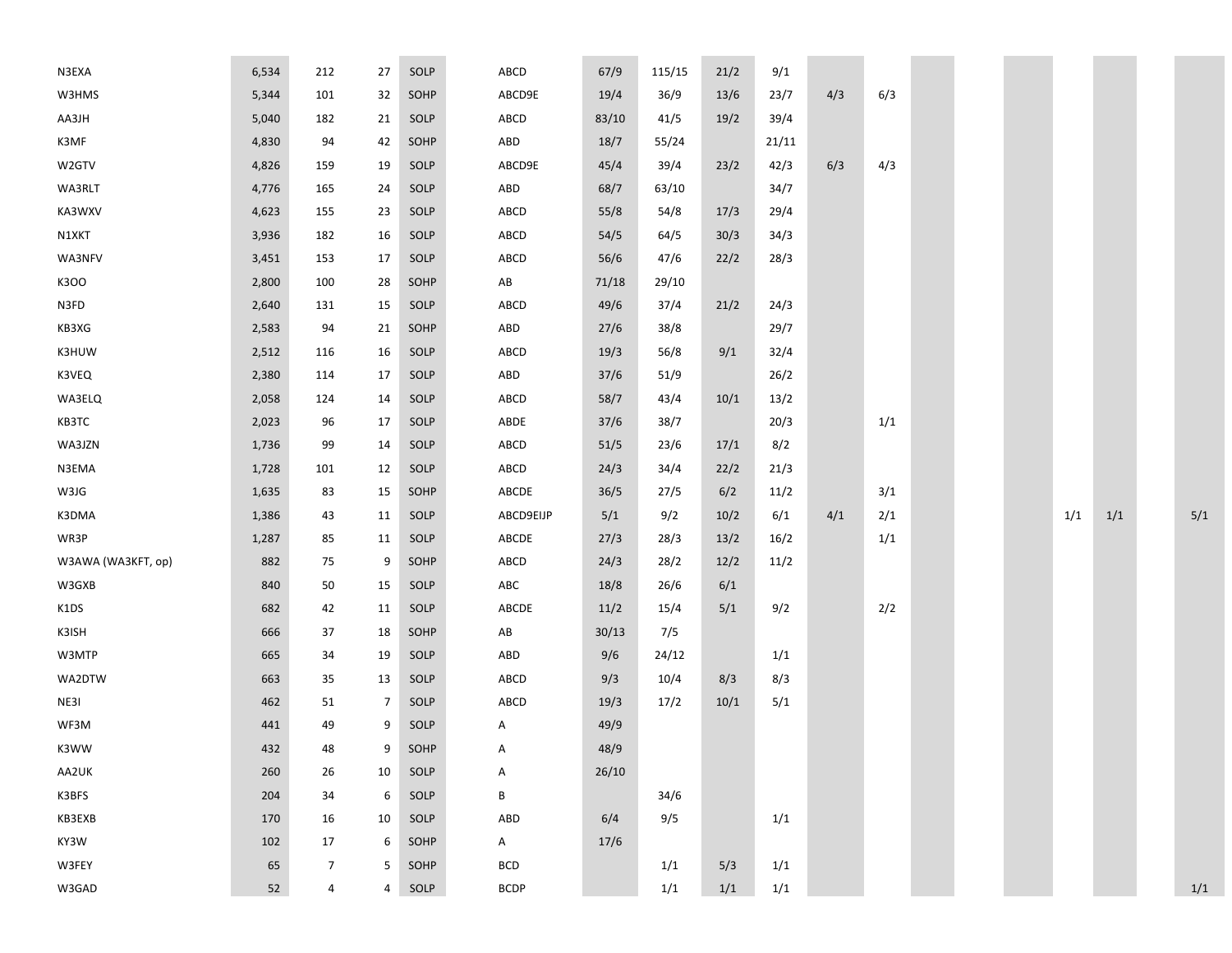| | | | | | | | | | | | | | | | | | | |
|---|---|---|---|---|---|---|---|---|---|---|---|---|---|---|---|---|---|---|
| N3EXA | 6,534 | 212 | 27 | SOLP | ABCD | 67/9 | 115/15 | 21/2 | 9/1 | | | | | | | | | |
| W3HMS | 5,344 | 101 | 32 | SOHP | ABCD9E | 19/4 | 36/9 | 13/6 | 23/7 | 4/3 | 6/3 | | | | | | | |
| AA3JH | 5,040 | 182 | 21 | SOLP | ABCD | 83/10 | 41/5 | 19/2 | 39/4 | | | | | | | | | |
| K3MF | 4,830 | 94 | 42 | SOHP | ABD | 18/7 | 55/24 | | 21/11 | | | | | | | | | |
| W2GTV | 4,826 | 159 | 19 | SOLP | ABCD9E | 45/4 | 39/4 | 23/2 | 42/3 | 6/3 | 4/3 | | | | | | | |
| WA3RLT | 4,776 | 165 | 24 | SOLP | ABD | 68/7 | 63/10 | | 34/7 | | | | | | | | | |
| KA3WXV | 4,623 | 155 | 23 | SOLP | ABCD | 55/8 | 54/8 | 17/3 | 29/4 | | | | | | | | | |
| N1XKT | 3,936 | 182 | 16 | SOLP | ABCD | 54/5 | 64/5 | 30/3 | 34/3 | | | | | | | | | |
| WA3NFV | 3,451 | 153 | 17 | SOLP | ABCD | 56/6 | 47/6 | 22/2 | 28/3 | | | | | | | | | |
| K3OO | 2,800 | 100 | 28 | SOHP | AB | 71/18 | 29/10 | | | | | | | | | | | |
| N3FD | 2,640 | 131 | 15 | SOLP | ABCD | 49/6 | 37/4 | 21/2 | 24/3 | | | | | | | | | |
| KB3XG | 2,583 | 94 | 21 | SOHP | ABD | 27/6 | 38/8 | | 29/7 | | | | | | | | | |
| K3HUW | 2,512 | 116 | 16 | SOLP | ABCD | 19/3 | 56/8 | 9/1 | 32/4 | | | | | | | | | |
| K3VEQ | 2,380 | 114 | 17 | SOLP | ABD | 37/6 | 51/9 | | 26/2 | | | | | | | | | |
| WA3ELQ | 2,058 | 124 | 14 | SOLP | ABCD | 58/7 | 43/4 | 10/1 | 13/2 | | | | | | | | | |
| KB3TC | 2,023 | 96 | 17 | SOLP | ABDE | 37/6 | 38/7 | | 20/3 | | 1/1 | | | | | | | |
| WA3JZN | 1,736 | 99 | 14 | SOLP | ABCD | 51/5 | 23/6 | 17/1 | 8/2 | | | | | | | | | |
| N3EMA | 1,728 | 101 | 12 | SOLP | ABCD | 24/3 | 34/4 | 22/2 | 21/3 | | | | | | | | | |
| W3JG | 1,635 | 83 | 15 | SOHP | ABCDE | 36/5 | 27/5 | 6/2 | 11/2 | | 3/1 | | | | | | | |
| K3DMA | 1,386 | 43 | 11 | SOLP | ABCD9EIJP | 5/1 | 9/2 | 10/2 | 6/1 | 4/1 | 2/1 | | | | 1/1 | 1/1 | | 5/1 |
| WR3P | 1,287 | 85 | 11 | SOLP | ABCDE | 27/3 | 28/3 | 13/2 | 16/2 | | 1/1 | | | | | | | |
| W3AWA (WA3KFT, op) | 882 | 75 | 9 | SOHP | ABCD | 24/3 | 28/2 | 12/2 | 11/2 | | | | | | | | | |
| W3GXB | 840 | 50 | 15 | SOLP | ABC | 18/8 | 26/6 | 6/1 | | | | | | | | | | |
| K1DS | 682 | 42 | 11 | SOLP | ABCDE | 11/2 | 15/4 | 5/1 | 9/2 | | 2/2 | | | | | | | |
| K3ISH | 666 | 37 | 18 | SOHP | AB | 30/13 | 7/5 | | | | | | | | | | | |
| W3MTP | 665 | 34 | 19 | SOLP | ABD | 9/6 | 24/12 | | 1/1 | | | | | | | | | |
| WA2DTW | 663 | 35 | 13 | SOLP | ABCD | 9/3 | 10/4 | 8/3 | 8/3 | | | | | | | | | |
| NE3I | 462 | 51 | 7 | SOLP | ABCD | 19/3 | 17/2 | 10/1 | 5/1 | | | | | | | | | |
| WF3M | 441 | 49 | 9 | SOLP | A | 49/9 | | | | | | | | | | | | |
| K3WW | 432 | 48 | 9 | SOHP | A | 48/9 | | | | | | | | | | | | |
| AA2UK | 260 | 26 | 10 | SOLP | A | 26/10 | | | | | | | | | | | | |
| K3BFS | 204 | 34 | 6 | SOLP | B | | 34/6 | | | | | | | | | | | |
| KB3EXB | 170 | 16 | 10 | SOLP | ABD | 6/4 | 9/5 | | 1/1 | | | | | | | | | |
| KY3W | 102 | 17 | 6 | SOHP | A | 17/6 | | | | | | | | | | | | |
| W3FEY | 65 | 7 | 5 | SOHP | BCD | | 1/1 | 5/3 | 1/1 | | | | | | | | | |
| W3GAD | 52 | 4 | 4 | SOLP | BCDP | | 1/1 | 1/1 | 1/1 | | | | | | | | | 1/1 |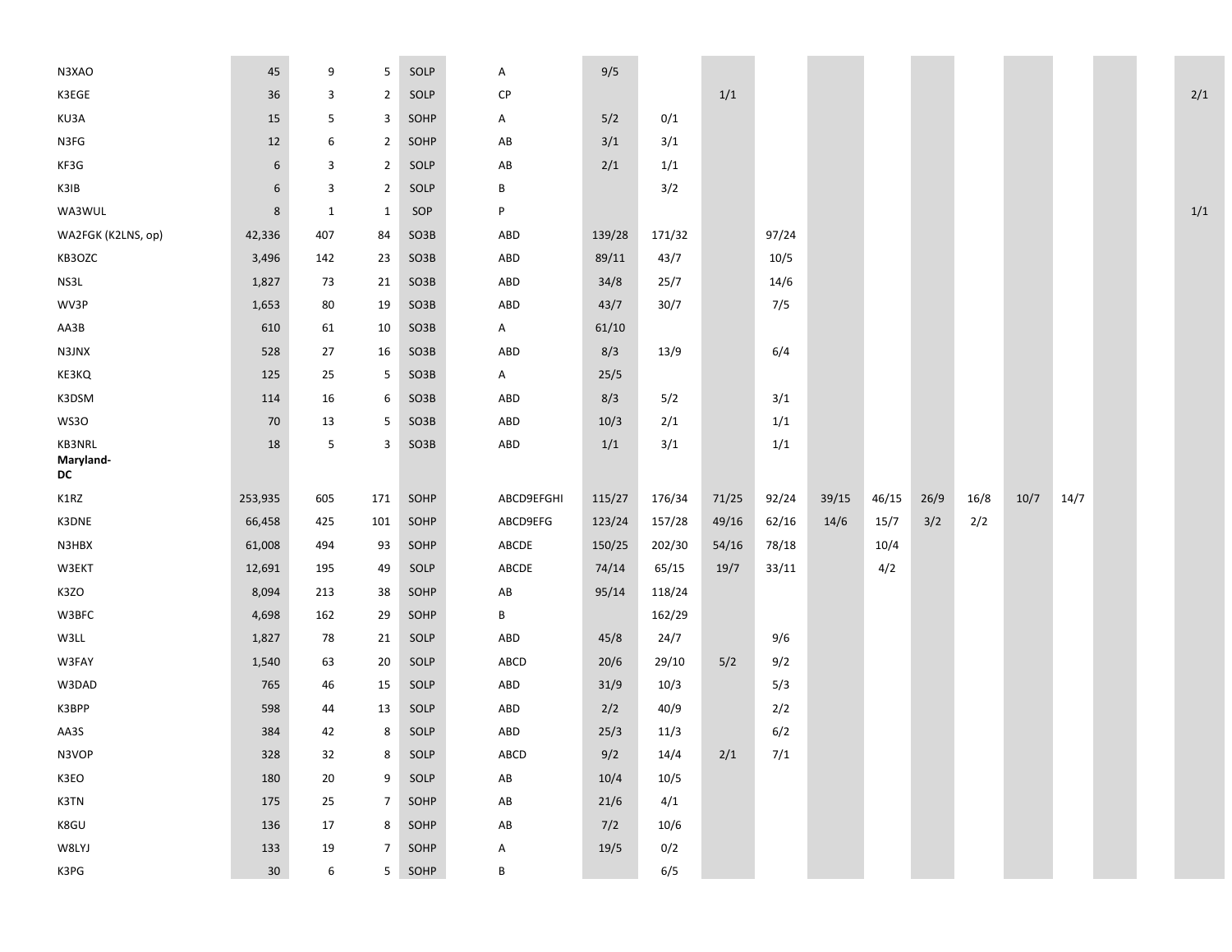| | | | | | | | | | | | | | | | | | | |
|---|---|---|---|---|---|---|---|---|---|---|---|---|---|---|---|---|---|---|
| N3XAO | 45 | 9 | 5 | SOLP | A | 9/5 | | | | | | | | | | | | |
| K3EGE | 36 | 3 | 2 | SOLP | CP | | | 1/1 | | | | | | | | | | 2/1 |
| KU3A | 15 | 5 | 3 | SOHP | A | 5/2 | 0/1 | | | | | | | | | | | |
| N3FG | 12 | 6 | 2 | SOHP | AB | 3/1 | 3/1 | | | | | | | | | | | |
| KF3G | 6 | 3 | 2 | SOLP | AB | 2/1 | 1/1 | | | | | | | | | | | |
| K3IB | 6 | 3 | 2 | SOLP | B | | 3/2 | | | | | | | | | | | |
| WA3WUL | 8 | 1 | 1 | SOP | P | | | | | | | | | | | | | 1/1 |
| WA2FGK (K2LNS, op) | 42,336 | 407 | 84 | SO3B | ABD | 139/28 | 171/32 | | 97/24 | | | | | | | | | |
| KB3OZC | 3,496 | 142 | 23 | SO3B | ABD | 89/11 | 43/7 | | 10/5 | | | | | | | | | |
| NS3L | 1,827 | 73 | 21 | SO3B | ABD | 34/8 | 25/7 | | 14/6 | | | | | | | | | |
| WV3P | 1,653 | 80 | 19 | SO3B | ABD | 43/7 | 30/7 | | 7/5 | | | | | | | | | |
| AA3B | 610 | 61 | 10 | SO3B | A | 61/10 | | | | | | | | | | | | |
| N3JNX | 528 | 27 | 16 | SO3B | ABD | 8/3 | 13/9 | | 6/4 | | | | | | | | | |
| KE3KQ | 125 | 25 | 5 | SO3B | A | 25/5 | | | | | | | | | | | | |
| K3DSM | 114 | 16 | 6 | SO3B | ABD | 8/3 | 5/2 | | 3/1 | | | | | | | | | |
| WS3O | 70 | 13 | 5 | SO3B | ABD | 10/3 | 2/1 | | 1/1 | | | | | | | | | |
| KB3NRL | 18 | 5 | 3 | SO3B | ABD | 1/1 | 3/1 | | 1/1 | | | | | | | | | |
| **Maryland-DC** | | | | | | | | | | | | | | | | | | |
| K1RZ | 253,935 | 605 | 171 | SOHP | ABCD9EFGHI | 115/27 | 176/34 | 71/25 | 92/24 | 39/15 | 46/15 | 26/9 | 16/8 | 10/7 | 14/7 | | | |
| K3DNE | 66,458 | 425 | 101 | SOHP | ABCD9EFG | 123/24 | 157/28 | 49/16 | 62/16 | 14/6 | 15/7 | 3/2 | 2/2 | | | | | |
| N3HBX | 61,008 | 494 | 93 | SOHP | ABCDE | 150/25 | 202/30 | 54/16 | 78/18 | | 10/4 | | | | | | | |
| W3EKT | 12,691 | 195 | 49 | SOLP | ABCDE | 74/14 | 65/15 | 19/7 | 33/11 | | 4/2 | | | | | | | |
| K3ZO | 8,094 | 213 | 38 | SOHP | AB | 95/14 | 118/24 | | | | | | | | | | | |
| W3BFC | 4,698 | 162 | 29 | SOHP | B | | 162/29 | | | | | | | | | | | |
| W3LL | 1,827 | 78 | 21 | SOLP | ABD | 45/8 | 24/7 | | 9/6 | | | | | | | | | |
| W3FAY | 1,540 | 63 | 20 | SOLP | ABCD | 20/6 | 29/10 | 5/2 | 9/2 | | | | | | | | | |
| W3DAD | 765 | 46 | 15 | SOLP | ABD | 31/9 | 10/3 | | 5/3 | | | | | | | | | |
| K3BPP | 598 | 44 | 13 | SOLP | ABD | 2/2 | 40/9 | | 2/2 | | | | | | | | | |
| AA3S | 384 | 42 | 8 | SOLP | ABD | 25/3 | 11/3 | | 6/2 | | | | | | | | | |
| N3VOP | 328 | 32 | 8 | SOLP | ABCD | 9/2 | 14/4 | 2/1 | 7/1 | | | | | | | | | |
| K3EO | 180 | 20 | 9 | SOLP | AB | 10/4 | 10/5 | | | | | | | | | | | |
| K3TN | 175 | 25 | 7 | SOHP | AB | 21/6 | 4/1 | | | | | | | | | | | |
| K8GU | 136 | 17 | 8 | SOHP | AB | 7/2 | 10/6 | | | | | | | | | | | |
| W8LYJ | 133 | 19 | 7 | SOHP | A | 19/5 | 0/2 | | | | | | | | | | | |
| K3PG | 30 | 6 | 5 | SOHP | B | | 6/5 | | | | | | | | | | | |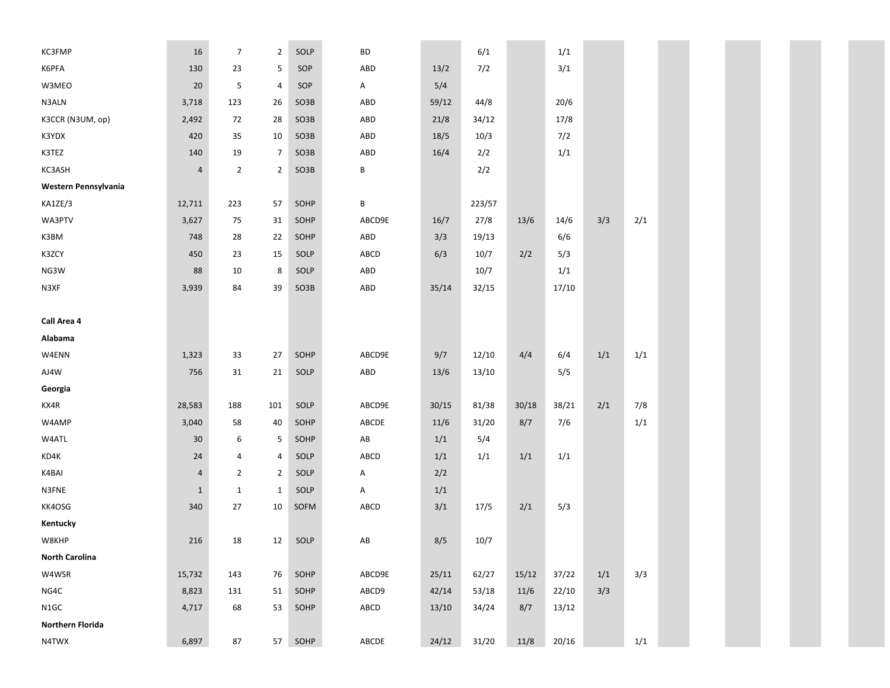| | | | | | | | | | | | |
|---|---|---|---|---|---|---|---|---|---|---|---|
| KC3FMP | 16 | 7 | 2 | SOLP | BD | | 6/1 | | 1/1 | | |
| K6PFA | 130 | 23 | 5 | SOP | ABD | 13/2 | 7/2 | | 3/1 | | |
| W3MEO | 20 | 5 | 4 | SOP | A | 5/4 | | | | | |
| N3ALN | 3,718 | 123 | 26 | SO3B | ABD | 59/12 | 44/8 | | 20/6 | | |
| K3CCR (N3UM, op) | 2,492 | 72 | 28 | SO3B | ABD | 21/8 | 34/12 | | 17/8 | | |
| K3YDX | 420 | 35 | 10 | SO3B | ABD | 18/5 | 10/3 | | 7/2 | | |
| K3TEZ | 140 | 19 | 7 | SO3B | ABD | 16/4 | 2/2 | | 1/1 | | |
| KC3ASH | 4 | 2 | 2 | SO3B | B | | 2/2 | | | | |
| **Western Pennsylvania** | | | | | | | | | | | |
| KA1ZE/3 | 12,711 | 223 | 57 | SOHP | B | | 223/57 | | | | |
| WA3PTV | 3,627 | 75 | 31 | SOHP | ABCD9E | 16/7 | 27/8 | 13/6 | 14/6 | 3/3 | 2/1 |
| K3BM | 748 | 28 | 22 | SOHP | ABD | 3/3 | 19/13 | | 6/6 | | |
| K3ZCY | 450 | 23 | 15 | SOLP | ABCD | 6/3 | 10/7 | 2/2 | 5/3 | | |
| NG3W | 88 | 10 | 8 | SOLP | ABD | | 10/7 | | 1/1 | | |
| N3XF | 3,939 | 84 | 39 | SO3B | ABD | 35/14 | 32/15 | | 17/10 | | |
| | | | | | | | | | | | |
| **Call Area 4** | | | | | | | | | | | |
| **Alabama** | | | | | | | | | | | |
| W4ENN | 1,323 | 33 | 27 | SOHP | ABCD9E | 9/7 | 12/10 | 4/4 | 6/4 | 1/1 | 1/1 |
| AJ4W | 756 | 31 | 21 | SOLP | ABD | 13/6 | 13/10 | | 5/5 | | |
| **Georgia** | | | | | | | | | | | |
| KX4R | 28,583 | 188 | 101 | SOLP | ABCD9E | 30/15 | 81/38 | 30/18 | 38/21 | 2/1 | 7/8 |
| W4AMP | 3,040 | 58 | 40 | SOHP | ABCDE | 11/6 | 31/20 | 8/7 | 7/6 | | 1/1 |
| W4ATL | 30 | 6 | 5 | SOHP | AB | 1/1 | 5/4 | | | | |
| KD4K | 24 | 4 | 4 | SOLP | ABCD | 1/1 | 1/1 | 1/1 | 1/1 | | |
| K4BAI | 4 | 2 | 2 | SOLP | A | 2/2 | | | | | |
| N3FNE | 1 | 1 | 1 | SOLP | A | 1/1 | | | | | |
| KK4OSG | 340 | 27 | 10 | SOFM | ABCD | 3/1 | 17/5 | 2/1 | 5/3 | | |
| **Kentucky** | | | | | | | | | | | |
| W8KHP | 216 | 18 | 12 | SOLP | AB | 8/5 | 10/7 | | | | |
| **North Carolina** | | | | | | | | | | | |
| W4WSR | 15,732 | 143 | 76 | SOHP | ABCD9E | 25/11 | 62/27 | 15/12 | 37/22 | 1/1 | 3/3 |
| NG4C | 8,823 | 131 | 51 | SOHP | ABCD9 | 42/14 | 53/18 | 11/6 | 22/10 | 3/3 | |
| N1GC | 4,717 | 68 | 53 | SOHP | ABCD | 13/10 | 34/24 | 8/7 | 13/12 | | |
| **Northern Florida** | | | | | | | | | | | |
| N4TWX | 6,897 | 87 | 57 | SOHP | ABCDE | 24/12 | 31/20 | 11/8 | 20/16 | | 1/1 |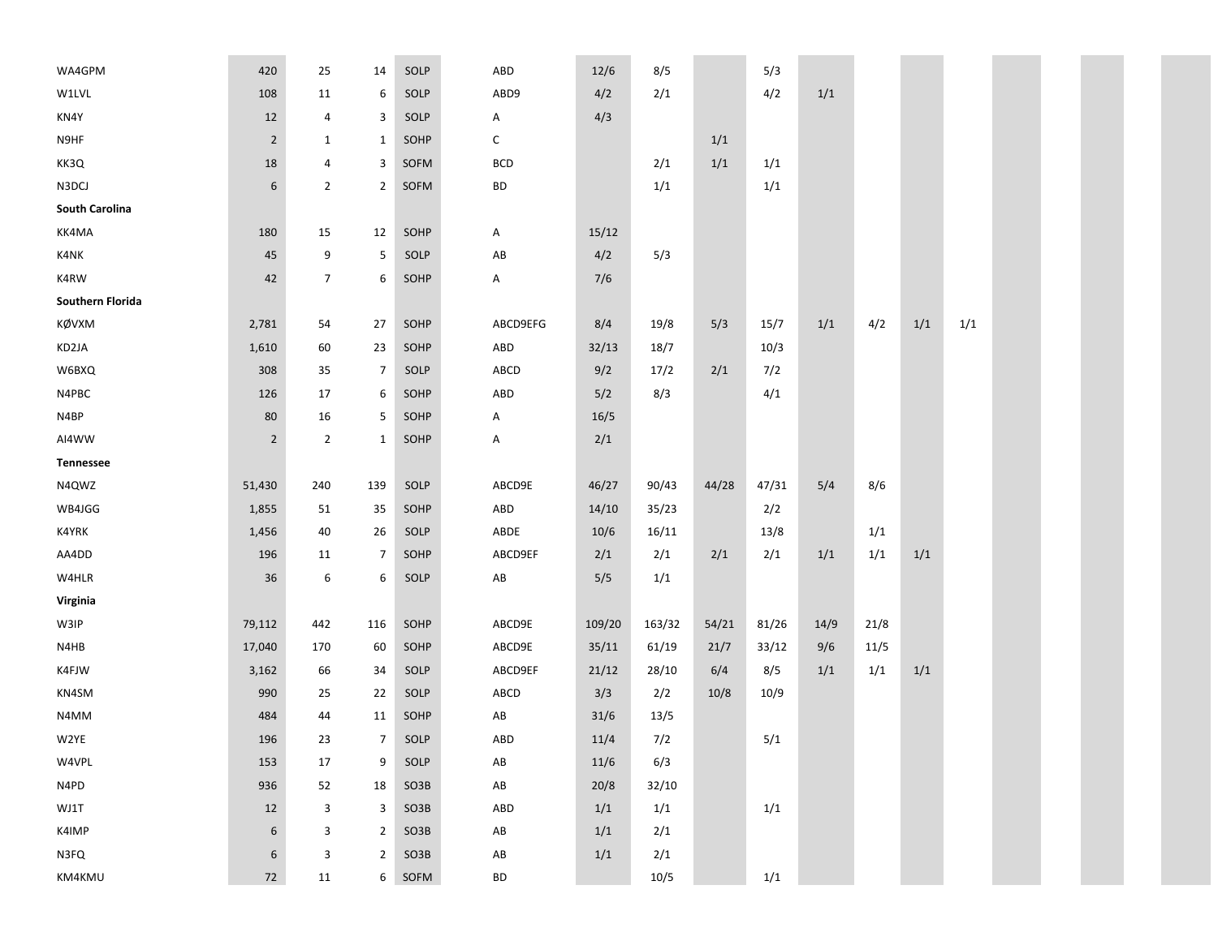| | | | | | | | | | | | | | |
|---|---|---|---|---|---|---|---|---|---|---|---|---|---|
| WA4GPM | 420 | 25 | 14 | SOLP | ABD | 12/6 | 8/5 | | 5/3 | | | | |
| W1LVL | 108 | 11 | 6 | SOLP | ABD9 | 4/2 | 2/1 | | 4/2 | 1/1 | | | |
| KN4Y | 12 | 4 | 3 | SOLP | A | 4/3 | | | | | | | |
| N9HF | 2 | 1 | 1 | SOHP | C | | | 1/1 | | | | | |
| KK3Q | 18 | 4 | 3 | SOFM | BCD | | 2/1 | 1/1 | 1/1 | | | | |
| N3DCJ | 6 | 2 | 2 | SOFM | BD | | 1/1 | | 1/1 | | | | |
| **South Carolina** | | | | | | | | | | | | | |
| KK4MA | 180 | 15 | 12 | SOHP | A | 15/12 | | | | | | | |
| K4NK | 45 | 9 | 5 | SOLP | AB | 4/2 | 5/3 | | | | | | |
| K4RW | 42 | 7 | 6 | SOHP | A | 7/6 | | | | | | | |
| **Southern Florida** | | | | | | | | | | | | | |
| KØVXM | 2,781 | 54 | 27 | SOHP | ABCD9EFG | 8/4 | 19/8 | 5/3 | 15/7 | 1/1 | 4/2 | 1/1 | 1/1 |
| KD2JA | 1,610 | 60 | 23 | SOHP | ABD | 32/13 | 18/7 | | 10/3 | | | | |
| W6BXQ | 308 | 35 | 7 | SOLP | ABCD | 9/2 | 17/2 | 2/1 | 7/2 | | | | |
| N4PBC | 126 | 17 | 6 | SOHP | ABD | 5/2 | 8/3 | | 4/1 | | | | |
| N4BP | 80 | 16 | 5 | SOHP | A | 16/5 | | | | | | | |
| AI4WW | 2 | 2 | 1 | SOHP | A | 2/1 | | | | | | | |
| **Tennessee** | | | | | | | | | | | | | |
| N4QWZ | 51,430 | 240 | 139 | SOLP | ABCD9E | 46/27 | 90/43 | 44/28 | 47/31 | 5/4 | 8/6 | | |
| WB4JGG | 1,855 | 51 | 35 | SOHP | ABD | 14/10 | 35/23 | | 2/2 | | | | |
| K4YRK | 1,456 | 40 | 26 | SOLP | ABDE | 10/6 | 16/11 | | 13/8 | | 1/1 | | |
| AA4DD | 196 | 11 | 7 | SOHP | ABCD9EF | 2/1 | 2/1 | 2/1 | 2/1 | 1/1 | 1/1 | 1/1 | |
| W4HLR | 36 | 6 | 6 | SOLP | AB | 5/5 | 1/1 | | | | | | |
| **Virginia** | | | | | | | | | | | | | |
| W3IP | 79,112 | 442 | 116 | SOHP | ABCD9E | 109/20 | 163/32 | 54/21 | 81/26 | 14/9 | 21/8 | | |
| N4HB | 17,040 | 170 | 60 | SOHP | ABCD9E | 35/11 | 61/19 | 21/7 | 33/12 | 9/6 | 11/5 | | |
| K4FJW | 3,162 | 66 | 34 | SOLP | ABCD9EF | 21/12 | 28/10 | 6/4 | 8/5 | 1/1 | 1/1 | 1/1 | |
| KN4SM | 990 | 25 | 22 | SOLP | ABCD | 3/3 | 2/2 | 10/8 | 10/9 | | | | |
| N4MM | 484 | 44 | 11 | SOHP | AB | 31/6 | 13/5 | | | | | | |
| W2YE | 196 | 23 | 7 | SOLP | ABD | 11/4 | 7/2 | | 5/1 | | | | |
| W4VPL | 153 | 17 | 9 | SOLP | AB | 11/6 | 6/3 | | | | | | |
| N4PD | 936 | 52 | 18 | SO3B | AB | 20/8 | 32/10 | | | | | | |
| WJ1T | 12 | 3 | 3 | SO3B | ABD | 1/1 | 1/1 | | 1/1 | | | | |
| K4IMP | 6 | 3 | 2 | SO3B | AB | 1/1 | 2/1 | | | | | | |
| N3FQ | 6 | 3 | 2 | SO3B | AB | 1/1 | 2/1 | | | | | | |
| KM4KMU | 72 | 11 | 6 | SOFM | BD | | 10/5 | | 1/1 | | | | |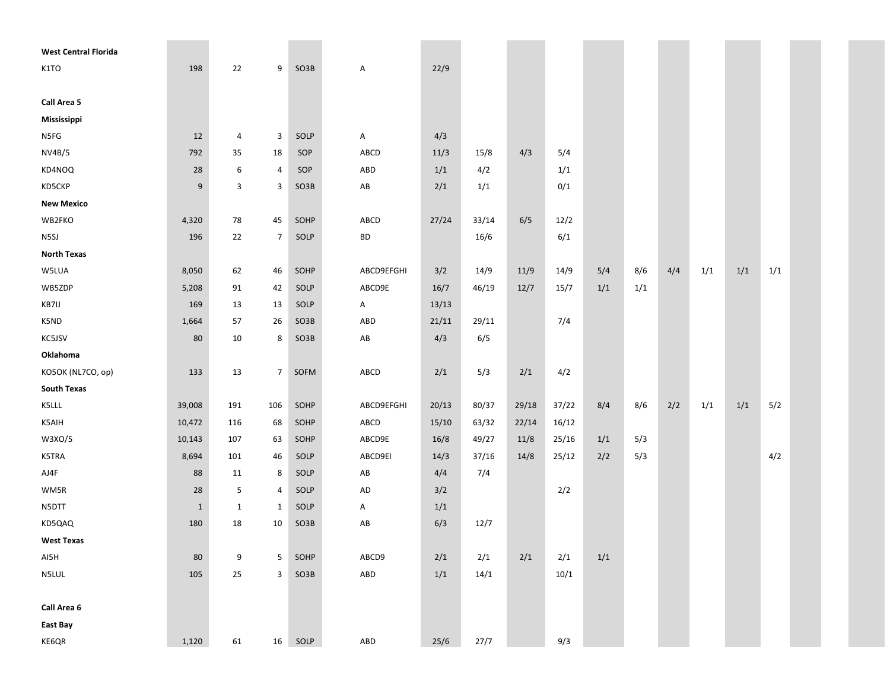| | | | | | | | | | | | | | | | |
|---|---|---|---|---|---|---|---|---|---|---|---|---|---|---|---|
| **West Central Florida** | | | | | | | | | | | | | | | |
| K1TO | 198 | 22 | 9 | SO3B | A | 22/9 | | | | | | | | | |
| | | | | | | | | | | | | | | | |
| **Call Area 5** | | | | | | | | | | | | | | | |
| **Mississippi** | | | | | | | | | | | | | | | |
| N5FG | 12 | 4 | 3 | SOLP | A | 4/3 | | | | | | | | | |
| NV4B/5 | 792 | 35 | 18 | SOP | ABCD | 11/3 | 15/8 | 4/3 | 5/4 | | | | | | |
| KD4NOQ | 28 | 6 | 4 | SOP | ABD | 1/1 | 4/2 | | 1/1 | | | | | | |
| KD5CKP | 9 | 3 | 3 | SO3B | AB | 2/1 | 1/1 | | 0/1 | | | | | | |
| **New Mexico** | | | | | | | | | | | | | | | |
| WB2FKO | 4,320 | 78 | 45 | SOHP | ABCD | 27/24 | 33/14 | 6/5 | 12/2 | | | | | | |
| N5SJ | 196 | 22 | 7 | SOLP | BD | | 16/6 | | 6/1 | | | | | | |
| **North Texas** | | | | | | | | | | | | | | | |
| W5LUA | 8,050 | 62 | 46 | SOHP | ABCD9EFGHI | 3/2 | 14/9 | 11/9 | 14/9 | 5/4 | 8/6 | 4/4 | 1/1 | 1/1 | 1/1 |
| WB5ZDP | 5,208 | 91 | 42 | SOLP | ABCD9E | 16/7 | 46/19 | 12/7 | 15/7 | 1/1 | 1/1 | | | | |
| KB7IJ | 169 | 13 | 13 | SOLP | A | 13/13 | | | | | | | | | |
| K5ND | 1,664 | 57 | 26 | SO3B | ABD | 21/11 | 29/11 | | 7/4 | | | | | | |
| KC5JSV | 80 | 10 | 8 | SO3B | AB | 4/3 | 6/5 | | | | | | | | |
| **Oklahoma** | | | | | | | | | | | | | | | |
| KO5OK (NL7CO, op) | 133 | 13 | 7 | SOFM | ABCD | 2/1 | 5/3 | 2/1 | 4/2 | | | | | | |
| **South Texas** | | | | | | | | | | | | | | | |
| K5LLL | 39,008 | 191 | 106 | SOHP | ABCD9EFGHI | 20/13 | 80/37 | 29/18 | 37/22 | 8/4 | 8/6 | 2/2 | 1/1 | 1/1 | 5/2 |
| K5AIH | 10,472 | 116 | 68 | SOHP | ABCD | 15/10 | 63/32 | 22/14 | 16/12 | | | | | | |
| W3XO/5 | 10,143 | 107 | 63 | SOHP | ABCD9E | 16/8 | 49/27 | 11/8 | 25/16 | 1/1 | 5/3 | | | | |
| K5TRA | 8,694 | 101 | 46 | SOLP | ABCD9EI | 14/3 | 37/16 | 14/8 | 25/12 | 2/2 | 5/3 | | | | 4/2 |
| AJ4F | 88 | 11 | 8 | SOLP | AB | 4/4 | 7/4 | | | | | | | | |
| WM5R | 28 | 5 | 4 | SOLP | AD | 3/2 | | | 2/2 | | | | | | |
| N5DTT | 1 | 1 | 1 | SOLP | A | 1/1 | | | | | | | | | |
| KD5QAQ | 180 | 18 | 10 | SO3B | AB | 6/3 | 12/7 | | | | | | | | |
| **West Texas** | | | | | | | | | | | | | | | |
| AI5H | 80 | 9 | 5 | SOHP | ABCD9 | 2/1 | 2/1 | 2/1 | 2/1 | 1/1 | | | | | |
| N5LUL | 105 | 25 | 3 | SO3B | ABD | 1/1 | 14/1 | | 10/1 | | | | | | |
| | | | | | | | | | | | | | | | |
| **Call Area 6** | | | | | | | | | | | | | | | |
| **East Bay** | | | | | | | | | | | | | | | |
| KE6QR | 1,120 | 61 | 16 | SOLP | ABD | 25/6 | 27/7 | | 9/3 | | | | | | |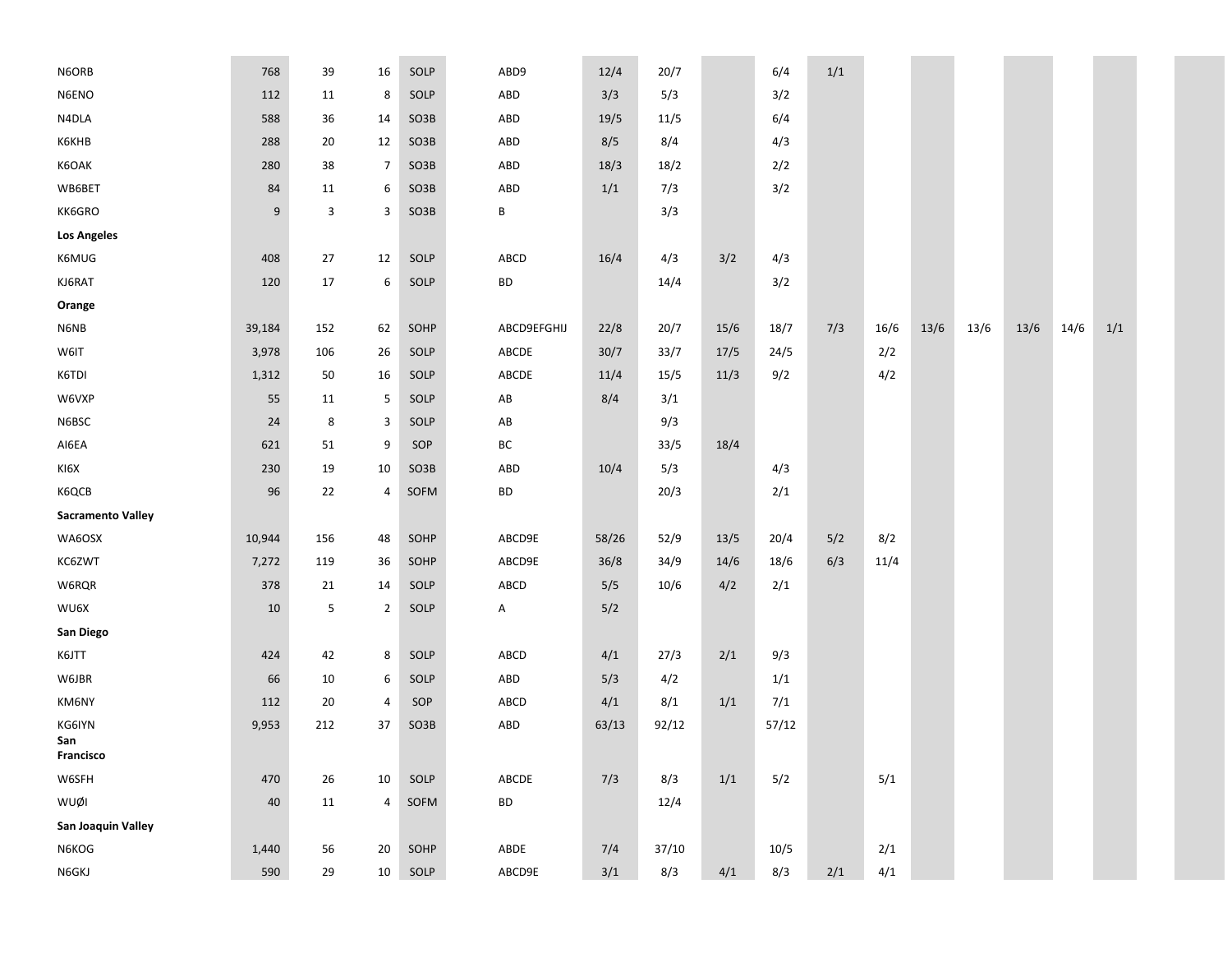| | | | | | | | | | | | | | | | | |
|---|---|---|---|---|---|---|---|---|---|---|---|---|---|---|---|---|
| N6ORB | 768 | 39 | 16 | SOLP | ABD9 | 12/4 | 20/7 | | 6/4 | 1/1 | | | | | | |
| N6ENO | 112 | 11 | 8 | SOLP | ABD | 3/3 | 5/3 | | 3/2 | | | | | | | |
| N4DLA | 588 | 36 | 14 | SO3B | ABD | 19/5 | 11/5 | | 6/4 | | | | | | | |
| K6KHB | 288 | 20 | 12 | SO3B | ABD | 8/5 | 8/4 | | 4/3 | | | | | | | |
| K6OAK | 280 | 38 | 7 | SO3B | ABD | 18/3 | 18/2 | | 2/2 | | | | | | | |
| WB6BET | 84 | 11 | 6 | SO3B | ABD | 1/1 | 7/3 | | 3/2 | | | | | | | |
| KK6GRO | 9 | 3 | 3 | SO3B | B | | 3/3 | | | | | | | | | |
| **Los Angeles** | | | | | | | | | | | | | | | | |
| K6MUG | 408 | 27 | 12 | SOLP | ABCD | 16/4 | 4/3 | 3/2 | 4/3 | | | | | | | |
| KJ6RAT | 120 | 17 | 6 | SOLP | BD | | 14/4 | | 3/2 | | | | | | | |
| **Orange** | | | | | | | | | | | | | | | | |
| N6NB | 39,184 | 152 | 62 | SOHP | ABCD9EFGHIJ | 22/8 | 20/7 | 15/6 | 18/7 | 7/3 | 16/6 | 13/6 | 13/6 | 13/6 | 14/6 | 1/1 |
| W6IT | 3,978 | 106 | 26 | SOLP | ABCDE | 30/7 | 33/7 | 17/5 | 24/5 | | 2/2 | | | | | |
| K6TDI | 1,312 | 50 | 16 | SOLP | ABCDE | 11/4 | 15/5 | 11/3 | 9/2 | | 4/2 | | | | | |
| W6VXP | 55 | 11 | 5 | SOLP | AB | 8/4 | 3/1 | | | | | | | | | |
| N6BSC | 24 | 8 | 3 | SOLP | AB | | 9/3 | | | | | | | | | |
| AI6EA | 621 | 51 | 9 | SOP | BC | | 33/5 | 18/4 | | | | | | | | |
| KI6X | 230 | 19 | 10 | SO3B | ABD | 10/4 | 5/3 | | 4/3 | | | | | | | |
| K6QCB | 96 | 22 | 4 | SOFM | BD | | 20/3 | | 2/1 | | | | | | | |
| **Sacramento Valley** | | | | | | | | | | | | | | | | |
| WA6OSX | 10,944 | 156 | 48 | SOHP | ABCD9E | 58/26 | 52/9 | 13/5 | 20/4 | 5/2 | 8/2 | | | | | |
| KC6ZWT | 7,272 | 119 | 36 | SOHP | ABCD9E | 36/8 | 34/9 | 14/6 | 18/6 | 6/3 | 11/4 | | | | | |
| W6RQR | 378 | 21 | 14 | SOLP | ABCD | 5/5 | 10/6 | 4/2 | 2/1 | | | | | | | |
| WU6X | 10 | 5 | 2 | SOLP | A | 5/2 | | | | | | | | | | |
| **San Diego** | | | | | | | | | | | | | | | | |
| K6JTT | 424 | 42 | 8 | SOLP | ABCD | 4/1 | 27/3 | 2/1 | 9/3 | | | | | | | |
| W6JBR | 66 | 10 | 6 | SOLP | ABD | 5/3 | 4/2 | | 1/1 | | | | | | | |
| KM6NY | 112 | 20 | 4 | SOP | ABCD | 4/1 | 8/1 | 1/1 | 7/1 | | | | | | | |
| KG6IYN | 9,953 | 212 | 37 | SO3B | ABD | 63/13 | 92/12 | | 57/12 | | | | | | | |
| **San Francisco** | | | | | | | | | | | | | | | | |
| W6SFH | 470 | 26 | 10 | SOLP | ABCDE | 7/3 | 8/3 | 1/1 | 5/2 | | 5/1 | | | | | |
| WUØI | 40 | 11 | 4 | SOFM | BD | | 12/4 | | | | | | | | | |
| **San Joaquin Valley** | | | | | | | | | | | | | | | | |
| N6KOG | 1,440 | 56 | 20 | SOHP | ABDE | 7/4 | 37/10 | | 10/5 | | 2/1 | | | | | |
| N6GKJ | 590 | 29 | 10 | SOLP | ABCD9E | 3/1 | 8/3 | 4/1 | 8/3 | 2/1 | 4/1 | | | | | |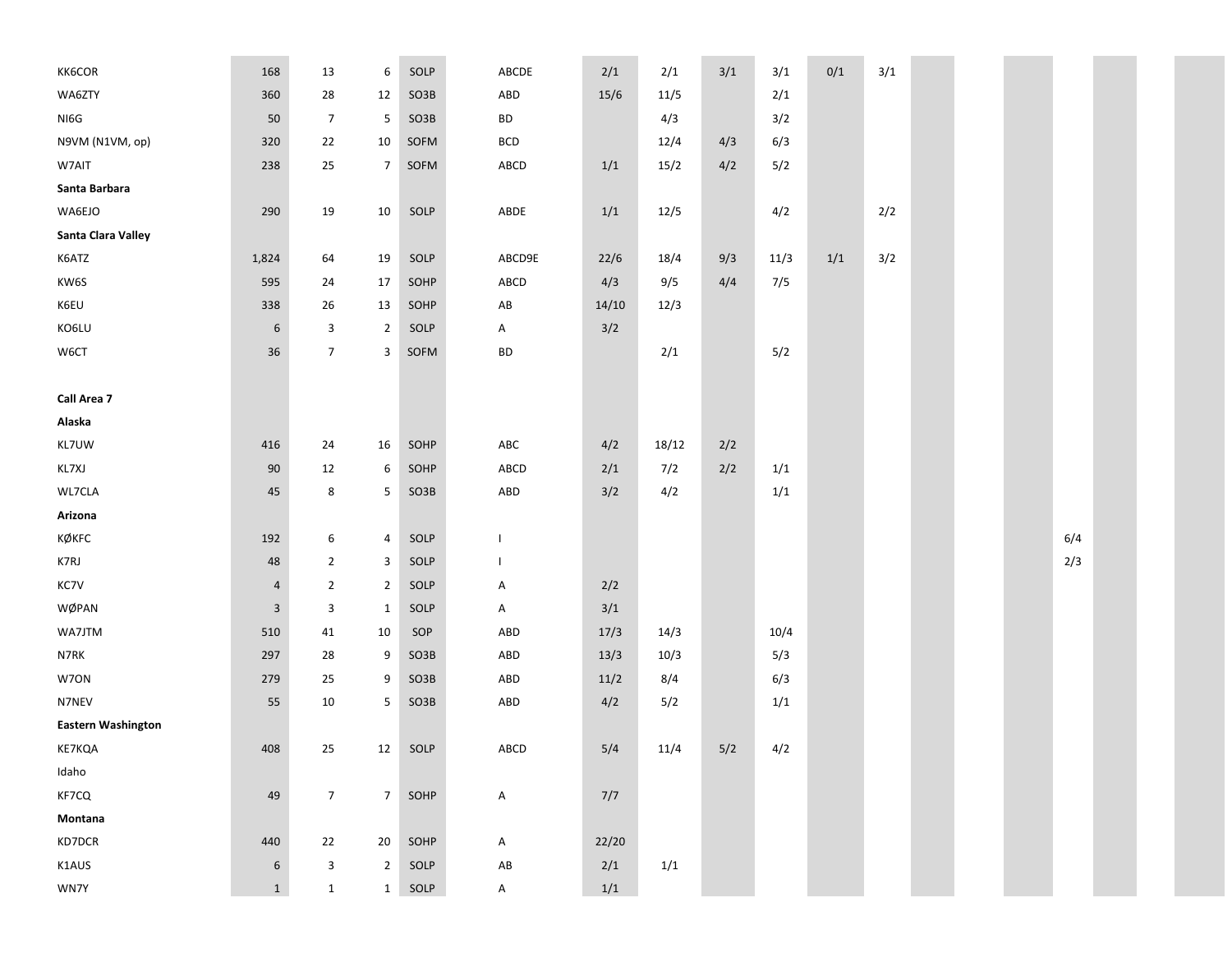| | | | | | | | | | | | | | | | | | | |
|---|---|---|---|---|---|---|---|---|---|---|---|---|---|---|---|---|---|---|
| KK6COR | 168 | 13 | 6 | SOLP | ABCDE | 2/1 | 2/1 | 3/1 | 3/1 | 0/1 | 3/1 | | | | | | | |
| WA6ZTY | 360 | 28 | 12 | SO3B | ABD | 15/6 | 11/5 | | 2/1 | | | | | | | | | |
| NI6G | 50 | 7 | 5 | SO3B | BD | | 4/3 | | 3/2 | | | | | | | | | |
| N9VM (N1VM, op) | 320 | 22 | 10 | SOFM | BCD | | 12/4 | 4/3 | 6/3 | | | | | | | | | |
| W7AIT | 238 | 25 | 7 | SOFM | ABCD | 1/1 | 15/2 | 4/2 | 5/2 | | | | | | | | | |
| **Santa Barbara** | | | | | | | | | | | | | | | | | | |
| WA6EJO | 290 | 19 | 10 | SOLP | ABDE | 1/1 | 12/5 | | 4/2 | | 2/2 | | | | | | | |
| **Santa Clara Valley** | | | | | | | | | | | | | | | | | | |
| K6ATZ | 1,824 | 64 | 19 | SOLP | ABCD9E | 22/6 | 18/4 | 9/3 | 11/3 | 1/1 | 3/2 | | | | | | | |
| KW6S | 595 | 24 | 17 | SOHP | ABCD | 4/3 | 9/5 | 4/4 | 7/5 | | | | | | | | | |
| K6EU | 338 | 26 | 13 | SOHP | AB | 14/10 | 12/3 | | | | | | | | | | | |
| KO6LU | 6 | 3 | 2 | SOLP | A | 3/2 | | | | | | | | | | | | |
| W6CT | 36 | 7 | 3 | SOFM | BD | | 2/1 | | 5/2 | | | | | | | | | |
| | | | | | | | | | | | | | | | | | | |
| **Call Area 7** | | | | | | | | | | | | | | | | | | |
| **Alaska** | | | | | | | | | | | | | | | | | | |
| KL7UW | 416 | 24 | 16 | SOHP | ABC | 4/2 | 18/12 | 2/2 | | | | | | | | | | |
| KL7XJ | 90 | 12 | 6 | SOHP | ABCD | 2/1 | 7/2 | 2/2 | 1/1 | | | | | | | | | |
| WL7CLA | 45 | 8 | 5 | SO3B | ABD | 3/2 | 4/2 | | 1/1 | | | | | | | | | |
| **Arizona** | | | | | | | | | | | | | | | | | | |
| KØKFC | 192 | 6 | 4 | SOLP | I | | | | | | | | | | 6/4 | | | |
| K7RJ | 48 | 2 | 3 | SOLP | I | | | | | | | | | | 2/3 | | | |
| KC7V | 4 | 2 | 2 | SOLP | A | 2/2 | | | | | | | | | | | | |
| WØPAN | 3 | 3 | 1 | SOLP | A | 3/1 | | | | | | | | | | | | |
| WA7JTM | 510 | 41 | 10 | SOP | ABD | 17/3 | 14/3 | | 10/4 | | | | | | | | | |
| N7RK | 297 | 28 | 9 | SO3B | ABD | 13/3 | 10/3 | | 5/3 | | | | | | | | | |
| W7ON | 279 | 25 | 9 | SO3B | ABD | 11/2 | 8/4 | | 6/3 | | | | | | | | | |
| N7NEV | 55 | 10 | 5 | SO3B | ABD | 4/2 | 5/2 | | 1/1 | | | | | | | | | |
| **Eastern Washington** | | | | | | | | | | | | | | | | | | |
| KE7KQA | 408 | 25 | 12 | SOLP | ABCD | 5/4 | 11/4 | 5/2 | 4/2 | | | | | | | | | |
| Idaho | | | | | | | | | | | | | | | | | | |
| KF7CQ | 49 | 7 | 7 | SOHP | A | 7/7 | | | | | | | | | | | | |
| **Montana** | | | | | | | | | | | | | | | | | | |
| KD7DCR | 440 | 22 | 20 | SOHP | A | 22/20 | | | | | | | | | | | | |
| K1AUS | 6 | 3 | 2 | SOLP | AB | 2/1 | 1/1 | | | | | | | | | | | |
| WN7Y | 1 | 1 | 1 | SOLP | A | 1/1 | | | | | | | | | | | | |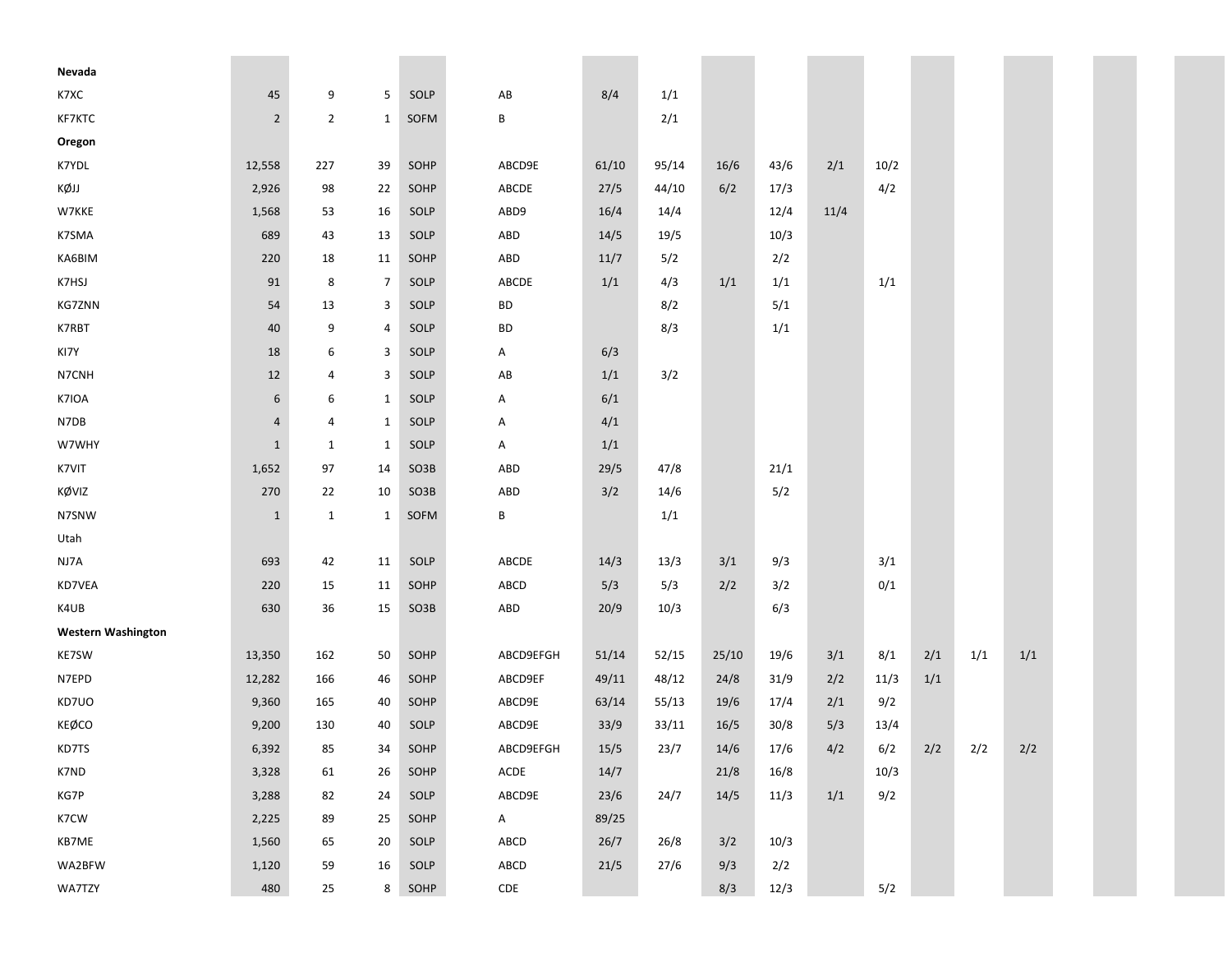| | | | | | | | | | | | | | | |
|---|---|---|---|---|---|---|---|---|---|---|---|---|---|---|
| **Nevada** | | | | | | | | | | | | | | |
| K7XC | 45 | 9 | 5 | SOLP | AB | 8/4 | 1/1 | | | | | | | |
| KF7KTC | 2 | 2 | 1 | SOFM | B | | 2/1 | | | | | | | |
| **Oregon** | | | | | | | | | | | | | | |
| K7YDL | 12,558 | 227 | 39 | SOHP | ABCD9E | 61/10 | 95/14 | 16/6 | 43/6 | 2/1 | 10/2 | | | |
| KØJJ | 2,926 | 98 | 22 | SOHP | ABCDE | 27/5 | 44/10 | 6/2 | 17/3 | | 4/2 | | | |
| W7KKE | 1,568 | 53 | 16 | SOLP | ABD9 | 16/4 | 14/4 | | 12/4 | 11/4 | | | | |
| K7SMA | 689 | 43 | 13 | SOLP | ABD | 14/5 | 19/5 | | 10/3 | | | | | |
| KA6BIM | 220 | 18 | 11 | SOHP | ABD | 11/7 | 5/2 | | 2/2 | | | | | |
| K7HSJ | 91 | 8 | 7 | SOLP | ABCDE | 1/1 | 4/3 | 1/1 | 1/1 | | 1/1 | | | |
| KG7ZNN | 54 | 13 | 3 | SOLP | BD | | 8/2 | | 5/1 | | | | | |
| K7RBT | 40 | 9 | 4 | SOLP | BD | | 8/3 | | 1/1 | | | | | |
| KI7Y | 18 | 6 | 3 | SOLP | A | 6/3 | | | | | | | | |
| N7CNH | 12 | 4 | 3 | SOLP | AB | 1/1 | 3/2 | | | | | | | |
| K7IOA | 6 | 6 | 1 | SOLP | A | 6/1 | | | | | | | | |
| N7DB | 4 | 4 | 1 | SOLP | A | 4/1 | | | | | | | | |
| W7WHY | 1 | 1 | 1 | SOLP | A | 1/1 | | | | | | | | |
| K7VIT | 1,652 | 97 | 14 | SO3B | ABD | 29/5 | 47/8 | | 21/1 | | | | | |
| KØVIZ | 270 | 22 | 10 | SO3B | ABD | 3/2 | 14/6 | | 5/2 | | | | | |
| N7SNW | 1 | 1 | 1 | SOFM | B | | 1/1 | | | | | | | |
| Utah | | | | | | | | | | | | | | |
| NJ7A | 693 | 42 | 11 | SOLP | ABCDE | 14/3 | 13/3 | 3/1 | 9/3 | | 3/1 | | | |
| KD7VEA | 220 | 15 | 11 | SOHP | ABCD | 5/3 | 5/3 | 2/2 | 3/2 | | 0/1 | | | |
| K4UB | 630 | 36 | 15 | SO3B | ABD | 20/9 | 10/3 | | 6/3 | | | | | |
| **Western Washington** | | | | | | | | | | | | | | |
| KE7SW | 13,350 | 162 | 50 | SOHP | ABCD9EFGH | 51/14 | 52/15 | 25/10 | 19/6 | 3/1 | 8/1 | 2/1 | 1/1 | 1/1 |
| N7EPD | 12,282 | 166 | 46 | SOHP | ABCD9EF | 49/11 | 48/12 | 24/8 | 31/9 | 2/2 | 11/3 | 1/1 | | |
| KD7UO | 9,360 | 165 | 40 | SOHP | ABCD9E | 63/14 | 55/13 | 19/6 | 17/4 | 2/1 | 9/2 | | | |
| KEØCO | 9,200 | 130 | 40 | SOLP | ABCD9E | 33/9 | 33/11 | 16/5 | 30/8 | 5/3 | 13/4 | | | |
| KD7TS | 6,392 | 85 | 34 | SOHP | ABCD9EFGH | 15/5 | 23/7 | 14/6 | 17/6 | 4/2 | 6/2 | 2/2 | 2/2 | 2/2 |
| K7ND | 3,328 | 61 | 26 | SOHP | ACDE | 14/7 | | 21/8 | 16/8 | | 10/3 | | | |
| KG7P | 3,288 | 82 | 24 | SOLP | ABCD9E | 23/6 | 24/7 | 14/5 | 11/3 | 1/1 | 9/2 | | | |
| K7CW | 2,225 | 89 | 25 | SOHP | A | 89/25 | | | | | | | | |
| KB7ME | 1,560 | 65 | 20 | SOLP | ABCD | 26/7 | 26/8 | 3/2 | 10/3 | | | | | |
| WA2BFW | 1,120 | 59 | 16 | SOLP | ABCD | 21/5 | 27/6 | 9/3 | 2/2 | | | | | |
| WA7TZY | 480 | 25 | 8 | SOHP | CDE | | | 8/3 | 12/3 | | 5/2 | | | |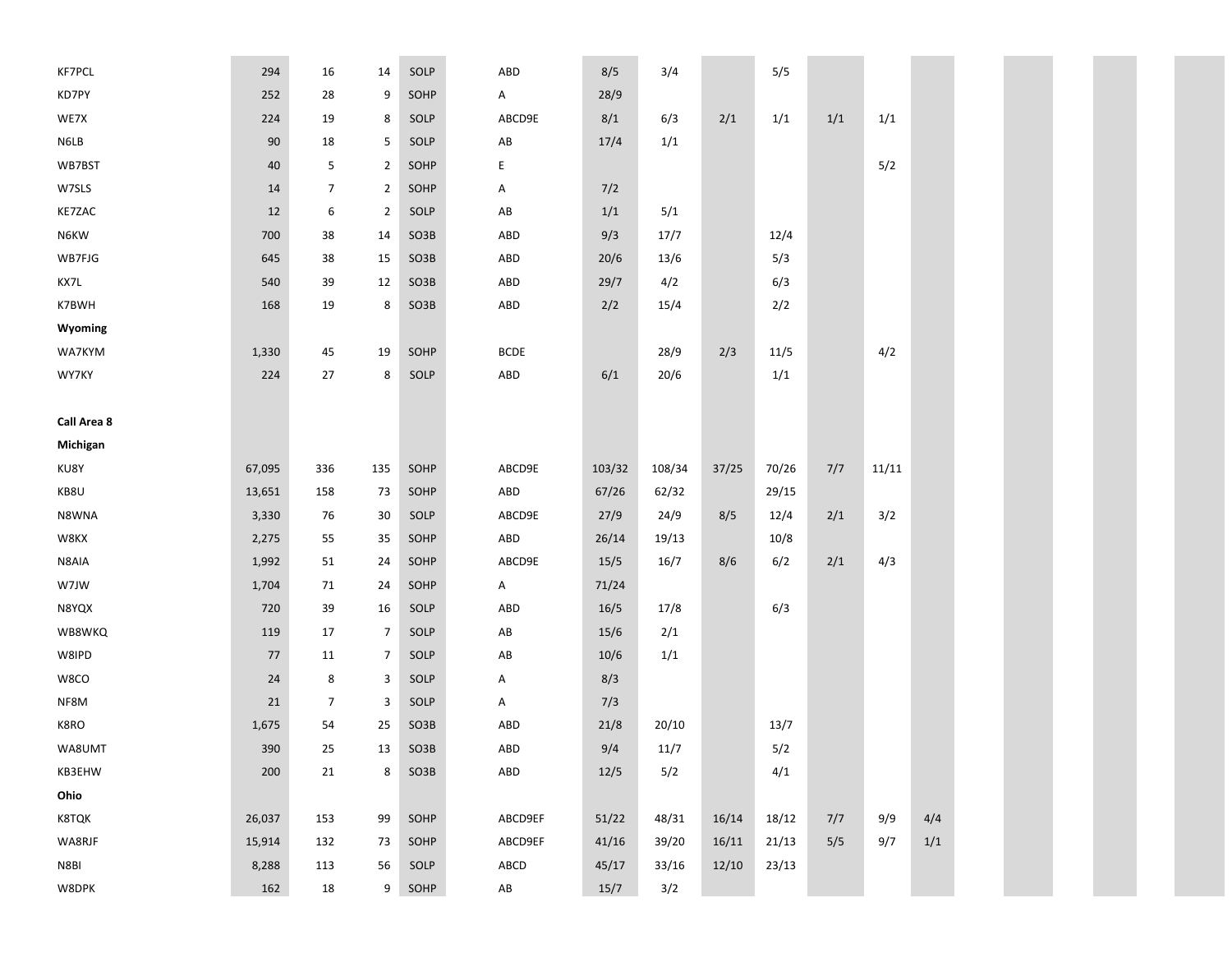| | | | | | | | | | | | | |
|---|---|---|---|---|---|---|---|---|---|---|---|---|
| KF7PCL | 294 | 16 | 14 | SOLP | ABD | 8/5 | 3/4 | | 5/5 | | | |
| KD7PY | 252 | 28 | 9 | SOHP | A | 28/9 | | | | | | |
| WE7X | 224 | 19 | 8 | SOLP | ABCD9E | 8/1 | 6/3 | 2/1 | 1/1 | 1/1 | 1/1 | |
| N6LB | 90 | 18 | 5 | SOLP | AB | 17/4 | 1/1 | | | | | |
| WB7BST | 40 | 5 | 2 | SOHP | E | | | | | | 5/2 | |
| W7SLS | 14 | 7 | 2 | SOHP | A | 7/2 | | | | | | |
| KE7ZAC | 12 | 6 | 2 | SOLP | AB | 1/1 | 5/1 | | | | | |
| N6KW | 700 | 38 | 14 | SO3B | ABD | 9/3 | 17/7 | | 12/4 | | | |
| WB7FJG | 645 | 38 | 15 | SO3B | ABD | 20/6 | 13/6 | | 5/3 | | | |
| KX7L | 540 | 39 | 12 | SO3B | ABD | 29/7 | 4/2 | | 6/3 | | | |
| K7BWH | 168 | 19 | 8 | SO3B | ABD | 2/2 | 15/4 | | 2/2 | | | |
| **Wyoming** | | | | | | | | | | | | |
| WA7KYM | 1,330 | 45 | 19 | SOHP | BCDE | | 28/9 | 2/3 | 11/5 | | 4/2 | |
| WY7KY | 224 | 27 | 8 | SOLP | ABD | 6/1 | 20/6 | | 1/1 | | | |
| | | | | | | | | | | | | |
| **Call Area 8** | | | | | | | | | | | | |
| **Michigan** | | | | | | | | | | | | |
| KU8Y | 67,095 | 336 | 135 | SOHP | ABCD9E | 103/32 | 108/34 | 37/25 | 70/26 | 7/7 | 11/11 | |
| KB8U | 13,651 | 158 | 73 | SOHP | ABD | 67/26 | 62/32 | | 29/15 | | | |
| N8WNA | 3,330 | 76 | 30 | SOLP | ABCD9E | 27/9 | 24/9 | 8/5 | 12/4 | 2/1 | 3/2 | |
| W8KX | 2,275 | 55 | 35 | SOHP | ABD | 26/14 | 19/13 | | 10/8 | | | |
| N8AIA | 1,992 | 51 | 24 | SOHP | ABCD9E | 15/5 | 16/7 | 8/6 | 6/2 | 2/1 | 4/3 | |
| W7JW | 1,704 | 71 | 24 | SOHP | A | 71/24 | | | | | | |
| N8YQX | 720 | 39 | 16 | SOLP | ABD | 16/5 | 17/8 | | 6/3 | | | |
| WB8WKQ | 119 | 17 | 7 | SOLP | AB | 15/6 | 2/1 | | | | | |
| W8IPD | 77 | 11 | 7 | SOLP | AB | 10/6 | 1/1 | | | | | |
| W8CO | 24 | 8 | 3 | SOLP | A | 8/3 | | | | | | |
| NF8M | 21 | 7 | 3 | SOLP | A | 7/3 | | | | | | |
| K8RO | 1,675 | 54 | 25 | SO3B | ABD | 21/8 | 20/10 | | 13/7 | | | |
| WA8UMT | 390 | 25 | 13 | SO3B | ABD | 9/4 | 11/7 | | 5/2 | | | |
| KB3EHW | 200 | 21 | 8 | SO3B | ABD | 12/5 | 5/2 | | 4/1 | | | |
| **Ohio** | | | | | | | | | | | | |
| K8TQK | 26,037 | 153 | 99 | SOHP | ABCD9EF | 51/22 | 48/31 | 16/14 | 18/12 | 7/7 | 9/9 | 4/4 |
| WA8RJF | 15,914 | 132 | 73 | SOHP | ABCD9EF | 41/16 | 39/20 | 16/11 | 21/13 | 5/5 | 9/7 | 1/1 |
| N8BI | 8,288 | 113 | 56 | SOLP | ABCD | 45/17 | 33/16 | 12/10 | 23/13 | | | |
| W8DPK | 162 | 18 | 9 | SOHP | AB | 15/7 | 3/2 | | | | | |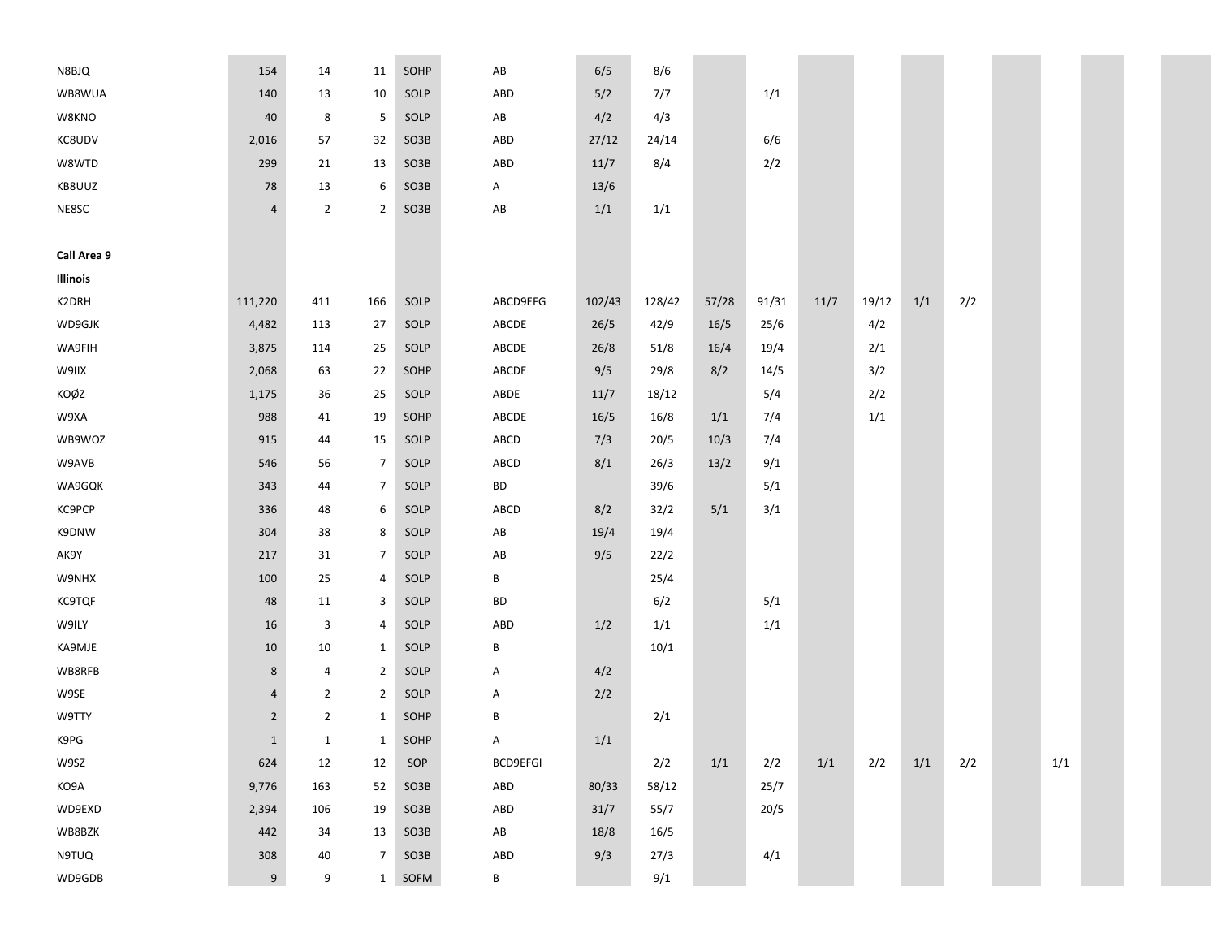| | | | | | | | | | | | | | | | |
|---|---|---|---|---|---|---|---|---|---|---|---|---|---|---|---|
| N8BJQ | 154 | 14 | 11 | SOHP | AB | 6/5 | 8/6 | | | | | | | | |
| WB8WUA | 140 | 13 | 10 | SOLP | ABD | 5/2 | 7/7 | | 1/1 | | | | | | |
| W8KNO | 40 | 8 | 5 | SOLP | AB | 4/2 | 4/3 | | | | | | | | |
| KC8UDV | 2,016 | 57 | 32 | SO3B | ABD | 27/12 | 24/14 | | 6/6 | | | | | | |
| W8WTD | 299 | 21 | 13 | SO3B | ABD | 11/7 | 8/4 | | 2/2 | | | | | | |
| KB8UUZ | 78 | 13 | 6 | SO3B | A | 13/6 | | | | | | | | | |
| NE8SC | 4 | 2 | 2 | SO3B | AB | 1/1 | 1/1 | | | | | | | | |

**Call Area 9**

**Illinois**

| | | | | | | | | | | | | | | | |
|---|---|---|---|---|---|---|---|---|---|---|---|---|---|---|---|
| K2DRH | 111,220 | 411 | 166 | SOLP | ABCD9EFG | 102/43 | 128/42 | 57/28 | 91/31 | 11/7 | 19/12 | 1/1 | 2/2 | | |
| WD9GJK | 4,482 | 113 | 27 | SOLP | ABCDE | 26/5 | 42/9 | 16/5 | 25/6 | | 4/2 | | | | |
| WA9FIH | 3,875 | 114 | 25 | SOLP | ABCDE | 26/8 | 51/8 | 16/4 | 19/4 | | 2/1 | | | | |
| W9IIX | 2,068 | 63 | 22 | SOHP | ABCDE | 9/5 | 29/8 | 8/2 | 14/5 | | 3/2 | | | | |
| KOØZ | 1,175 | 36 | 25 | SOLP | ABDE | 11/7 | 18/12 | | 5/4 | | 2/2 | | | | |
| W9XA | 988 | 41 | 19 | SOHP | ABCDE | 16/5 | 16/8 | 1/1 | 7/4 | | 1/1 | | | | |
| WB9WOZ | 915 | 44 | 15 | SOLP | ABCD | 7/3 | 20/5 | 10/3 | 7/4 | | | | | | |
| W9AVB | 546 | 56 | 7 | SOLP | ABCD | 8/1 | 26/3 | 13/2 | 9/1 | | | | | | |
| WA9GQK | 343 | 44 | 7 | SOLP | BD | | 39/6 | | 5/1 | | | | | | |
| KC9PCP | 336 | 48 | 6 | SOLP | ABCD | 8/2 | 32/2 | 5/1 | 3/1 | | | | | | |
| K9DNW | 304 | 38 | 8 | SOLP | AB | 19/4 | 19/4 | | | | | | | | |
| AK9Y | 217 | 31 | 7 | SOLP | AB | 9/5 | 22/2 | | | | | | | | |
| W9NHX | 100 | 25 | 4 | SOLP | B | | 25/4 | | | | | | | | |
| KC9TQF | 48 | 11 | 3 | SOLP | BD | | 6/2 | | 5/1 | | | | | | |
| W9ILY | 16 | 3 | 4 | SOLP | ABD | 1/2 | 1/1 | | 1/1 | | | | | | |
| KA9MJE | 10 | 10 | 1 | SOLP | B | | 10/1 | | | | | | | | |
| WB8RFB | 8 | 4 | 2 | SOLP | A | 4/2 | | | | | | | | | |
| W9SE | 4 | 2 | 2 | SOLP | A | 2/2 | | | | | | | | | |
| W9TTY | 2 | 2 | 1 | SOHP | B | | 2/1 | | | | | | | | |
| K9PG | 1 | 1 | 1 | SOHP | A | 1/1 | | | | | | | | | |
| W9SZ | 624 | 12 | 12 | SOP | BCD9EFGI | | 2/2 | 1/1 | 2/2 | 1/1 | 2/2 | 1/1 | 2/2 | | 1/1 |
| KO9A | 9,776 | 163 | 52 | SO3B | ABD | 80/33 | 58/12 | | 25/7 | | | | | | |
| WD9EXD | 2,394 | 106 | 19 | SO3B | ABD | 31/7 | 55/7 | | 20/5 | | | | | | |
| WB8BZK | 442 | 34 | 13 | SO3B | AB | 18/8 | 16/5 | | | | | | | | |
| N9TUQ | 308 | 40 | 7 | SO3B | ABD | 9/3 | 27/3 | | 4/1 | | | | | | |
| WD9GDB | 9 | 9 | 1 | SOFM | B | | 9/1 | | | | | | | | |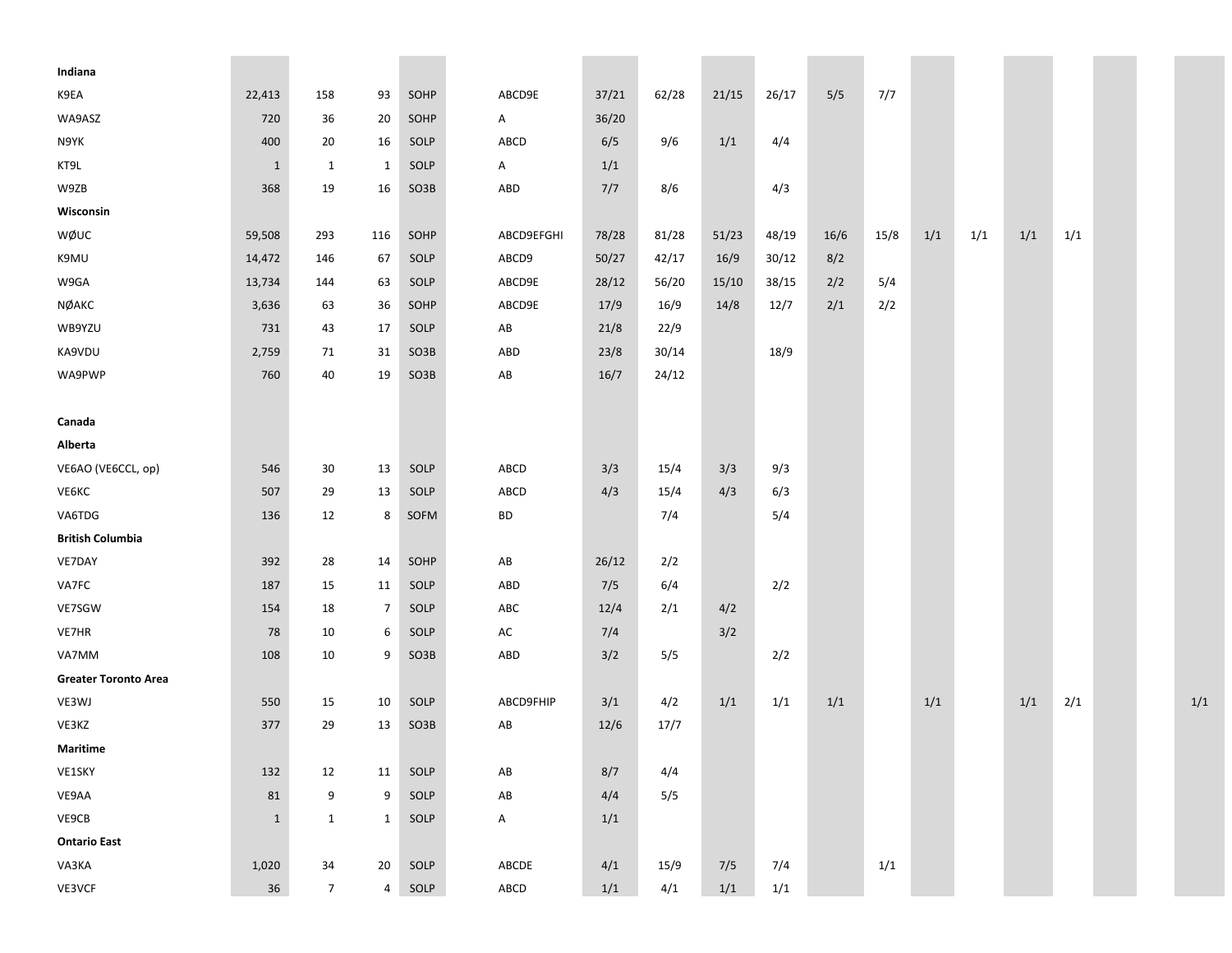| | | | | | | | | | | | | | | | | | |
|---|---|---|---|---|---|---|---|---|---|---|---|---|---|---|---|---|---|
| **Indiana** | | | | | | | | | | | | | | | | | |
| K9EA | 22,413 | 158 | 93 | SOHP | ABCD9E | 37/21 | 62/28 | 21/15 | 26/17 | 5/5 | 7/7 | | | | | | |
| WA9ASZ | 720 | 36 | 20 | SOHP | A | 36/20 | | | | | | | | | | | |
| N9YK | 400 | 20 | 16 | SOLP | ABCD | 6/5 | 9/6 | 1/1 | 4/4 | | | | | | | | |
| KT9L | 1 | 1 | 1 | SOLP | A | 1/1 | | | | | | | | | | | |
| W9ZB | 368 | 19 | 16 | SO3B | ABD | 7/7 | 8/6 | | 4/3 | | | | | | | | |
| **Wisconsin** | | | | | | | | | | | | | | | | | |
| WØUC | 59,508 | 293 | 116 | SOHP | ABCD9EFGHI | 78/28 | 81/28 | 51/23 | 48/19 | 16/6 | 15/8 | 1/1 | 1/1 | 1/1 | 1/1 | | |
| K9MU | 14,472 | 146 | 67 | SOLP | ABCD9 | 50/27 | 42/17 | 16/9 | 30/12 | 8/2 | | | | | | | |
| W9GA | 13,734 | 144 | 63 | SOLP | ABCD9E | 28/12 | 56/20 | 15/10 | 38/15 | 2/2 | 5/4 | | | | | | |
| NØAKC | 3,636 | 63 | 36 | SOHP | ABCD9E | 17/9 | 16/9 | 14/8 | 12/7 | 2/1 | 2/2 | | | | | | |
| WB9YZU | 731 | 43 | 17 | SOLP | AB | 21/8 | 22/9 | | | | | | | | | | |
| KA9VDU | 2,759 | 71 | 31 | SO3B | ABD | 23/8 | 30/14 | | 18/9 | | | | | | | | |
| WA9PWP | 760 | 40 | 19 | SO3B | AB | 16/7 | 24/12 | | | | | | | | | | |
| | | | | | | | | | | | | | | | | | |
| **Canada** | | | | | | | | | | | | | | | | | |
| **Alberta** | | | | | | | | | | | | | | | | | |
| VE6AO (VE6CCL, op) | 546 | 30 | 13 | SOLP | ABCD | 3/3 | 15/4 | 3/3 | 9/3 | | | | | | | | |
| VE6KC | 507 | 29 | 13 | SOLP | ABCD | 4/3 | 15/4 | 4/3 | 6/3 | | | | | | | | |
| VA6TDG | 136 | 12 | 8 | SOFM | BD | | 7/4 | | 5/4 | | | | | | | | |
| **British Columbia** | | | | | | | | | | | | | | | | | |
| VE7DAY | 392 | 28 | 14 | SOHP | AB | 26/12 | 2/2 | | | | | | | | | | |
| VA7FC | 187 | 15 | 11 | SOLP | ABD | 7/5 | 6/4 | | 2/2 | | | | | | | | |
| VE7SGW | 154 | 18 | 7 | SOLP | ABC | 12/4 | 2/1 | 4/2 | | | | | | | | | |
| VE7HR | 78 | 10 | 6 | SOLP | AC | 7/4 | | 3/2 | | | | | | | | | |
| VA7MM | 108 | 10 | 9 | SO3B | ABD | 3/2 | 5/5 | | 2/2 | | | | | | | | |
| **Greater Toronto Area** | | | | | | | | | | | | | | | | | |
| VE3WJ | 550 | 15 | 10 | SOLP | ABCD9FHIP | 3/1 | 4/2 | 1/1 | 1/1 | 1/1 | | 1/1 | | 1/1 | 2/1 | | 1/1 |
| VE3KZ | 377 | 29 | 13 | SO3B | AB | 12/6 | 17/7 | | | | | | | | | | |
| **Maritime** | | | | | | | | | | | | | | | | | |
| VE1SKY | 132 | 12 | 11 | SOLP | AB | 8/7 | 4/4 | | | | | | | | | | |
| VE9AA | 81 | 9 | 9 | SOLP | AB | 4/4 | 5/5 | | | | | | | | | | |
| VE9CB | 1 | 1 | 1 | SOLP | A | 1/1 | | | | | | | | | | | |
| **Ontario East** | | | | | | | | | | | | | | | | | |
| VA3KA | 1,020 | 34 | 20 | SOLP | ABCDE | 4/1 | 15/9 | 7/5 | 7/4 | | 1/1 | | | | | | |
| VE3VCF | 36 | 7 | 4 | SOLP | ABCD | 1/1 | 4/1 | 1/1 | 1/1 | | | | | | | | |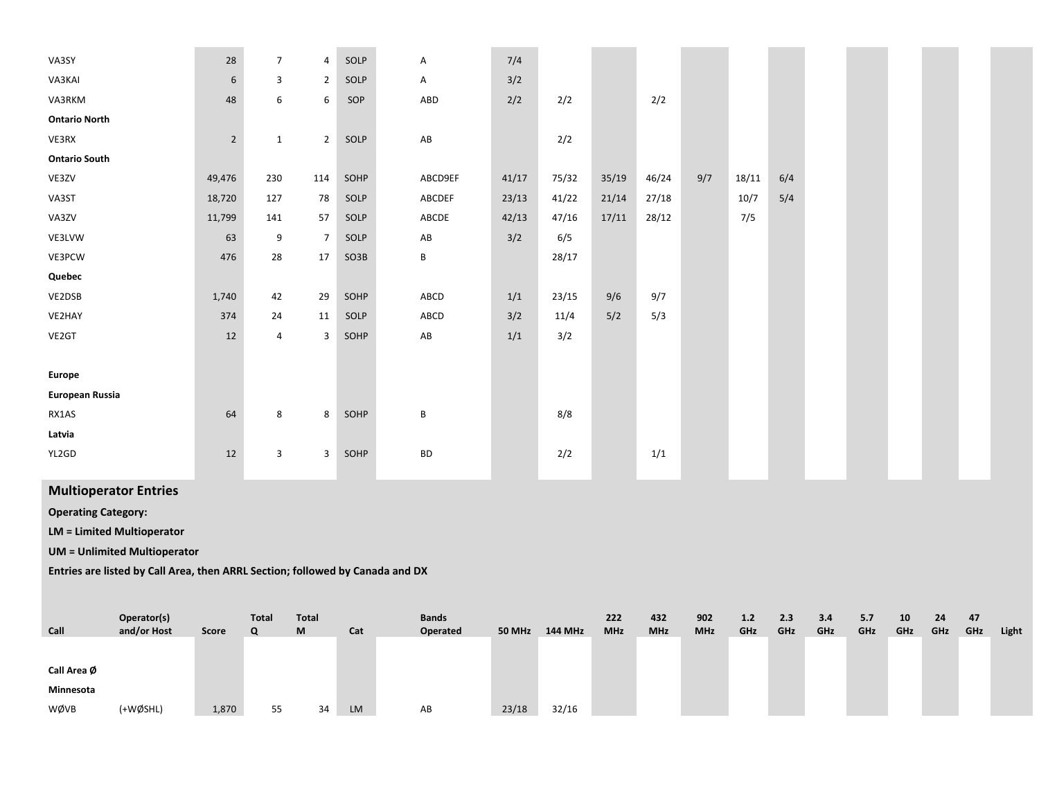| | | | | | | | | | | | | | | | | | | | | |
|---|---|---|---|---|---|---|---|---|---|---|---|---|---|---|---|---|---|---|---|---|
| VA3SY | | 28 | 7 | 4 | SOLP | A | 7/4 | | | | | | | | | | | | | |
| VA3KAI | | 6 | 3 | 2 | SOLP | A | 3/2 | | | | | | | | | | | | | |
| VA3RKM | | 48 | 6 | 6 | SOP | ABD | 2/2 | 2/2 | | 2/2 | | | | | | | | | | |
| **Ontario North** | | | | | | | | | | | | | | | | | | | | |
| VE3RX | | 2 | 1 | 2 | SOLP | AB | | 2/2 | | | | | | | | | | | | |
| **Ontario South** | | | | | | | | | | | | | | | | | | | | |
| VE3ZV | | 49,476 | 230 | 114 | SOHP | ABCD9EF | 41/17 | 75/32 | 35/19 | 46/24 | 9/7 | 18/11 | 6/4 | | | | | | | |
| VA3ST | | 18,720 | 127 | 78 | SOLP | ABCDEF | 23/13 | 41/22 | 21/14 | 27/18 | | 10/7 | 5/4 | | | | | | | |
| VA3ZV | | 11,799 | 141 | 57 | SOLP | ABCDE | 42/13 | 47/16 | 17/11 | 28/12 | | 7/5 | | | | | | | | |
| VE3LVW | | 63 | 9 | 7 | SOLP | AB | 3/2 | 6/5 | | | | | | | | | | | | |
| VE3PCW | | 476 | 28 | 17 | SO3B | B | | 28/17 | | | | | | | | | | | | |
| **Quebec** | | | | | | | | | | | | | | | | | | | | |
| VE2DSB | | 1,740 | 42 | 29 | SOHP | ABCD | 1/1 | 23/15 | 9/6 | 9/7 | | | | | | | | | | |
| VE2HAY | | 374 | 24 | 11 | SOLP | ABCD | 3/2 | 11/4 | 5/2 | 5/3 | | | | | | | | | | |
| VE2GT | | 12 | 4 | 3 | SOHP | AB | 1/1 | 3/2 | | | | | | | | | | | | |
| **Europe** | | | | | | | | | | | | | | | | | | | | |
| **European Russia** | | | | | | | | | | | | | | | | | | | | |
| RX1AS | | 64 | 8 | 8 | SOHP | B | | 8/8 | | | | | | | | | | | | |
| **Latvia** | | | | | | | | | | | | | | | | | | | | |
| YL2GD | | 12 | 3 | 3 | SOHP | BD | | 2/2 | | 1/1 | | | | | | | | | | |

## Multioperator Entries

**Operating Category:**

**LM = Limited Multioperator**

**UM = Unlimited Multioperator**

**Entries are listed by Call Area, then ARRL Section; followed by Canada and DX**

| Call | Operator(s) and/or Host | Score | Total Q | Total M | Cat | Bands Operated | 50 MHz | 144 MHz | 222 MHz | 432 MHz | 902 MHz | 1.2 GHz | 2.3 GHz | 3.4 GHz | 5.7 GHz | 10 GHz | 24 GHz | 47 GHz | Light |
|---|---|---|---|---|---|---|---|---|---|---|---|---|---|---|---|---|---|---|---|
| **Call Area Ø** | | | | | | | | | | | | | | | | | | | |
| **Minnesota** | | | | | | | | | | | | | | | | | | | |
| WØVB | (+WØSHL) | 1,870 | 55 | 34 | LM | AB | 23/18 | 32/16 | | | | | | | | | | | |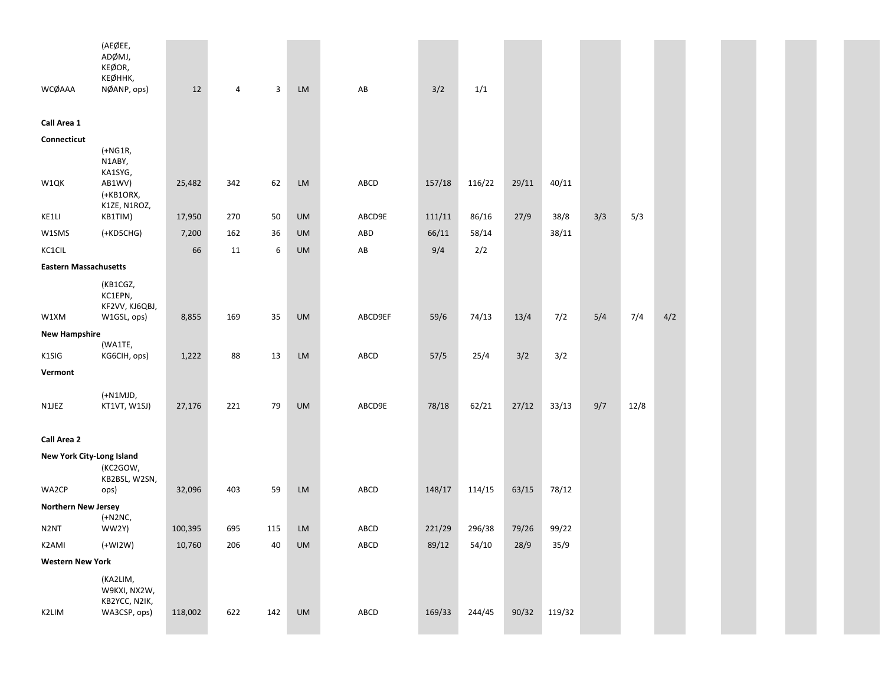| | | | | | | | | | | | | | |
|---|---|---|---|---|---|---|---|---|---|---|---|---|---|
| WCØAAA | (AEØEE, ADØMJ, KEØOR, KEØHHK, NØANP, ops) | 12 | 4 | 3 | LM | AB | 3/2 | 1/1 | | | | | |
| **Call Area 1** | | | | | | | | | | | | | |
| **Connecticut** | | | | | | | | | | | | | |
| W1QK | (+NG1R, N1ABY, KA1SYG, AB1WV) | 25,482 | 342 | 62 | LM | ABCD | 157/18 | 116/22 | 29/11 | 40/11 | | | |
| KE1LI | (+KB1ORX, K1ZE, N1ROZ, KB1TIM) | 17,950 | 270 | 50 | UM | ABCD9E | 111/11 | 86/16 | 27/9 | 38/8 | 3/3 | 5/3 | |
| W1SMS | (+KD5CHG) | 7,200 | 162 | 36 | UM | ABD | 66/11 | 58/14 | | 38/11 | | | |
| KC1CIL | | 66 | 11 | 6 | UM | AB | 9/4 | 2/2 | | | | | |
| **Eastern Massachusetts** | | | | | | | | | | | | | |
| W1XM | (KB1CGZ, KC1EPN, KF2VV, KJ6QBJ, W1GSL, ops) | 8,855 | 169 | 35 | UM | ABCD9EF | 59/6 | 74/13 | 13/4 | 7/2 | 5/4 | 7/4 | 4/2 |
| **New Hampshire** | | | | | | | | | | | | | |
| K1SIG | (WA1TE, KG6CIH, ops) | 1,222 | 88 | 13 | LM | ABCD | 57/5 | 25/4 | 3/2 | 3/2 | | | |
| **Vermont** | | | | | | | | | | | | | |
| N1JEZ | (+N1MJD, KT1VT, W1SJ) | 27,176 | 221 | 79 | UM | ABCD9E | 78/18 | 62/21 | 27/12 | 33/13 | 9/7 | 12/8 | |
| **Call Area 2** | | | | | | | | | | | | | |
| **New York City-Long Island** | | | | | | | | | | | | | |
| WA2CP | (KC2GOW, KB2BSL, W2SN, ops) | 32,096 | 403 | 59 | LM | ABCD | 148/17 | 114/15 | 63/15 | 78/12 | | | |
| **Northern New Jersey** | | | | | | | | | | | | | |
| N2NT | (+N2NC, WW2Y) | 100,395 | 695 | 115 | LM | ABCD | 221/29 | 296/38 | 79/26 | 99/22 | | | |
| K2AMI | (+WI2W) | 10,760 | 206 | 40 | UM | ABCD | 89/12 | 54/10 | 28/9 | 35/9 | | | |
| **Western New York** | | | | | | | | | | | | | |
| K2LIM | (KA2LIM, W9KXI, NX2W, KB2YCC, N2IK, WA3CSP, ops) | 118,002 | 622 | 142 | UM | ABCD | 169/33 | 244/45 | 90/32 | 119/32 | | | |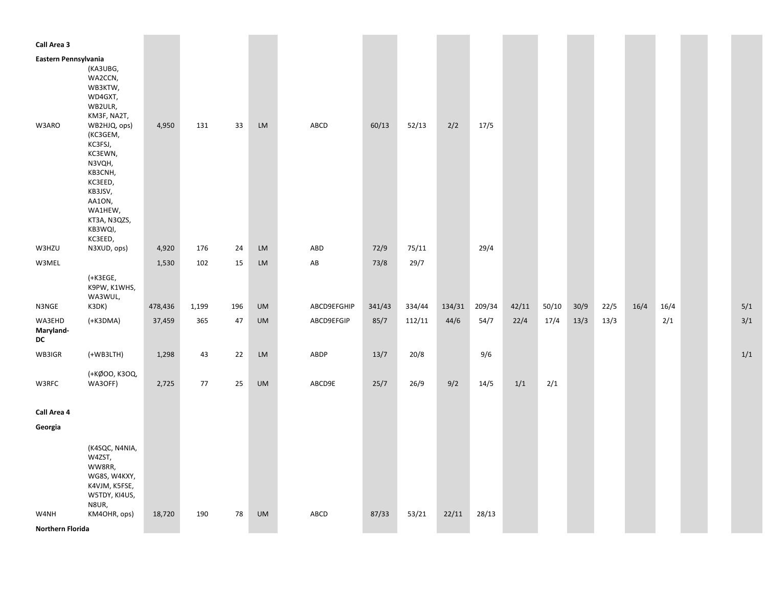| | | | | | | | | | | | | | | | | | | | |
|---|---|---|---|---|---|---|---|---|---|---|---|---|---|---|---|---|---|---|---|
| **Call Area 3** | | | | | | | | | | | | | | | | | | | |
| **Eastern Pennsylvania** | | | | | | | | | | | | | | | | | | | |
| W3ARO | (KA3UBG, WA2CCN, WB3KTW, WD4GXT, WB2ULR, KM3F, NA2T, WB2HJQ, ops) | 4,950 | 131 | 33 | LM | ABCD | 60/13 | 52/13 | 2/2 | 17/5 | | | | | | | | | |
| W3HZU | (KC3GEM, KC3FSJ, KC3EWN, N3VQH, KB3CNH, KC3EED, KB3JSV, AA1ON, WA1HEW, KT3A, N3QZS, KB3WQI, KC3EED, N3XUD, ops) | 4,920 | 176 | 24 | LM | ABD | 72/9 | 75/11 | | 29/4 | | | | | | | | | |
| W3MEL | | 1,530 | 102 | 15 | LM | AB | 73/8 | 29/7 | | | | | | | | | | | |
| N3NGE | (+K3EGE, K9PW, K1WHS, WA3WUL, K3DK) | 478,436 | 1,199 | 196 | UM | ABCD9EFGHIP | 341/43 | 334/44 | 134/31 | 209/34 | 42/11 | 50/10 | 30/9 | 22/5 | 16/4 | 16/4 | | | 5/1 |
| WA3EHD | (+K3DMA) | 37,459 | 365 | 47 | UM | ABCD9EFGIP | 85/7 | 112/11 | 44/6 | 54/7 | 22/4 | 17/4 | 13/3 | 13/3 | | 2/1 | | | 3/1 |
| **Maryland-DC** | | | | | | | | | | | | | | | | | | | |
| WB3IGR | (+WB3LTH) | 1,298 | 43 | 22 | LM | ABDP | 13/7 | 20/8 | | 9/6 | | | | | | | | | 1/1 |
| W3RFC | (+KØOO, K3OQ, WA3OFF) | 2,725 | 77 | 25 | UM | ABCD9E | 25/7 | 26/9 | 9/2 | 14/5 | 1/1 | 2/1 | | | | | | | |
| **Call Area 4** | | | | | | | | | | | | | | | | | | | |
| **Georgia** | | | | | | | | | | | | | | | | | | | |
| W4NH | (K4SQC, N4NIA, W4ZST, WW8RR, WG8S, W4KXY, K4VJM, K5FSE, W5TDY, KI4US, N8UR, KM4OHR, ops) | 18,720 | 190 | 78 | UM | ABCD | 87/33 | 53/21 | 22/11 | 28/13 | | | | | | | | | |
| **Northern Florida** | | | | | | | | | | | | | | | | | | | |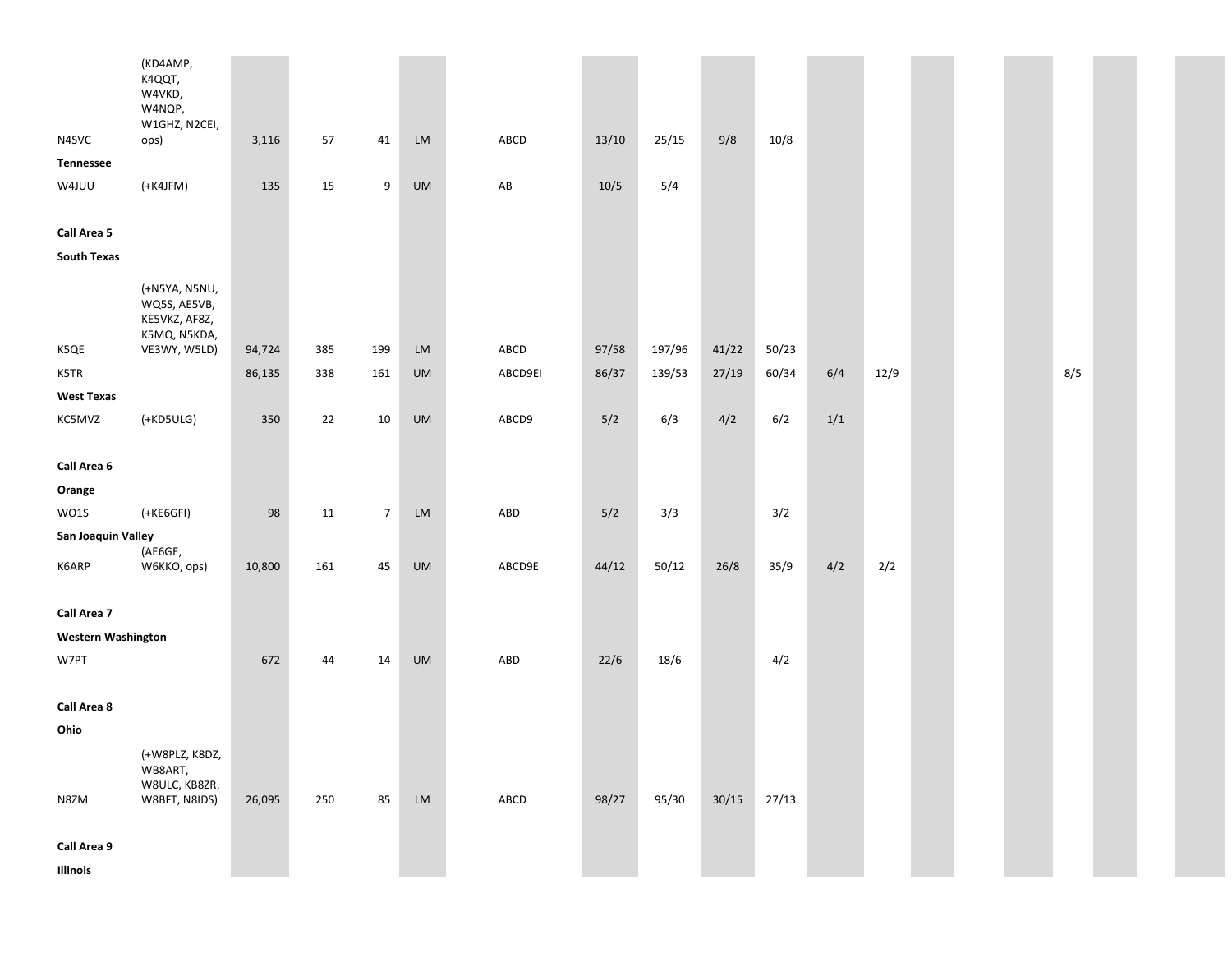| | | | | | | | | | | | | | | | | |
|---|---|---|---|---|---|---|---|---|---|---|---|---|---|---|---|---|
| N4SVC | (KD4AMP, K4QQT, W4VKD, W4NQP, W1GHZ, N2CEI, ops) | 3,116 | 57 | 41 | LM | ABCD | 13/10 | 25/15 | 9/8 | 10/8 | | | | | | |
| **Tennessee** | | | | | | | | | | | | | | | | |
| W4JUU | (+K4JFM) | 135 | 15 | 9 | UM | AB | 10/5 | 5/4 | | | | | | | | |
| | | | | | | | | | | | | | | | | |
| **Call Area 5** | | | | | | | | | | | | | | | | |
| **South Texas** | | | | | | | | | | | | | | | | |
| K5QE | (+N5YA, N5NU, WQ5S, AE5VB, KE5VKZ, AF8Z, K5MQ, N5KDA, VE3WY, W5LD) | 94,724 | 385 | 199 | LM | ABCD | 97/58 | 197/96 | 41/22 | 50/23 | | | | | | |
| K5TR | | 86,135 | 338 | 161 | UM | ABCD9EI | 86/37 | 139/53 | 27/19 | 60/34 | 6/4 | 12/9 | | | | 8/5 |
| **West Texas** | | | | | | | | | | | | | | | | |
| KC5MVZ | (+KD5ULG) | 350 | 22 | 10 | UM | ABCD9 | 5/2 | 6/3 | 4/2 | 6/2 | 1/1 | | | | | |
| | | | | | | | | | | | | | | | | |
| **Call Area 6** | | | | | | | | | | | | | | | | |
| **Orange** | | | | | | | | | | | | | | | | |
| WO1S | (+KE6GFI) | 98 | 11 | 7 | LM | ABD | 5/2 | 3/3 | | 3/2 | | | | | | |
| **San Joaquin Valley** | | | | | | | | | | | | | | | | |
| K6ARP | (AE6GE, W6KKO, ops) | 10,800 | 161 | 45 | UM | ABCD9E | 44/12 | 50/12 | 26/8 | 35/9 | 4/2 | 2/2 | | | | |
| | | | | | | | | | | | | | | | | |
| **Call Area 7** | | | | | | | | | | | | | | | | |
| **Western Washington** | | | | | | | | | | | | | | | | |
| W7PT | | 672 | 44 | 14 | UM | ABD | 22/6 | 18/6 | | 4/2 | | | | | | |
| | | | | | | | | | | | | | | | | |
| **Call Area 8** | | | | | | | | | | | | | | | | |
| **Ohio** | | | | | | | | | | | | | | | | |
| N8ZM | (+W8PLZ, K8DZ, WB8ART, W8ULC, KB8ZR, W8BFT, N8IDS) | 26,095 | 250 | 85 | LM | ABCD | 98/27 | 95/30 | 30/15 | 27/13 | | | | | | |
| | | | | | | | | | | | | | | | | |
| **Call Area 9** | | | | | | | | | | | | | | | | |
| **Illinois** | | | | | | | | | | | | | | | | |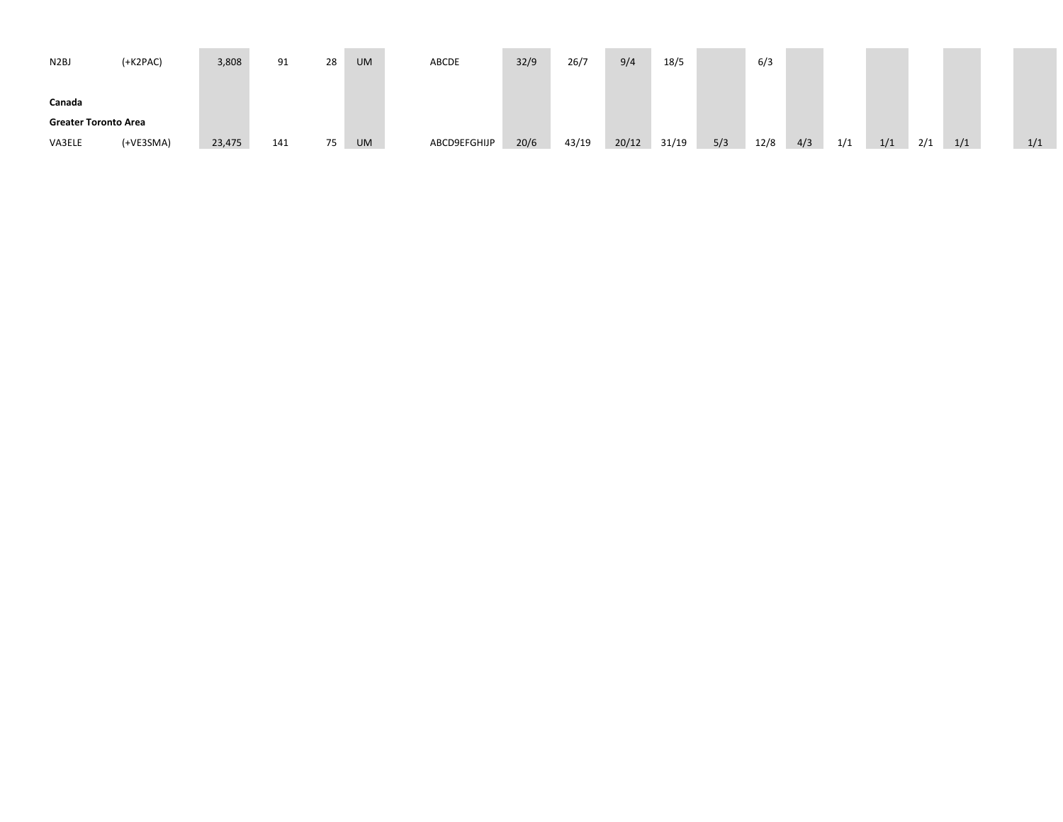| | | | | | | | | | | | | | | | | | | | |
|---|---|---|---|---|---|---|---|---|---|---|---|---|---|---|---|---|---|---|---|
| N2BJ | (+K2PAC) | 3,808 | 91 | 28 | UM | ABCDE | 32/9 | 26/7 | 9/4 | 18/5 | | 6/3 | | | | | | | |
| **Canada** | | | | | | | | | | | | | | | | | | | |
| **Greater Toronto Area** | | | | | | | | | | | | | | | | | | | |
| VA3ELE | (+VE3SMA) | 23,475 | 141 | 75 | UM | ABCD9EFGHIJP | 20/6 | 43/19 | 20/12 | 31/19 | 5/3 | 12/8 | 4/3 | 1/1 | 1/1 | 2/1 | 1/1 | | 1/1 |